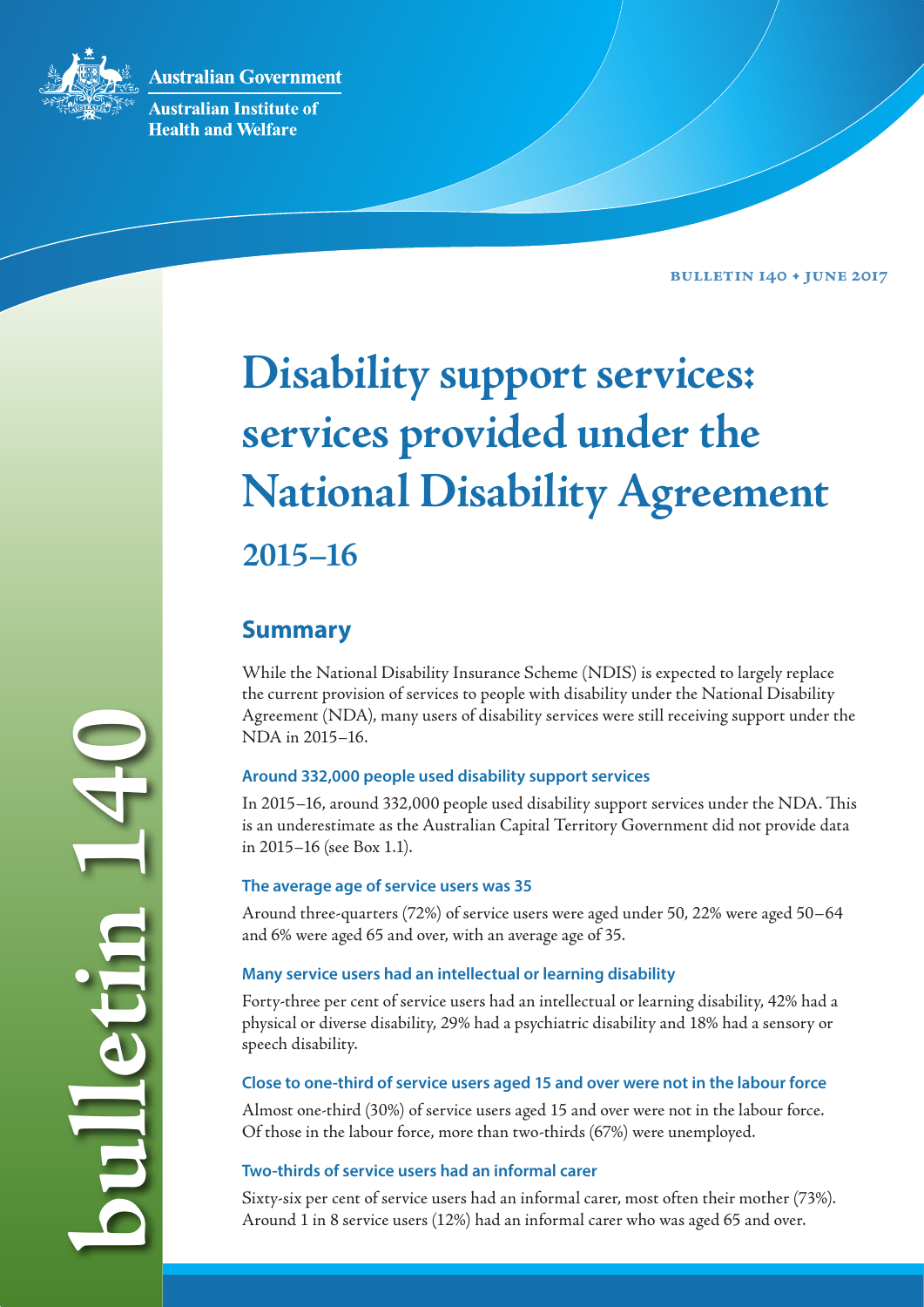Australian Government

Australian Institute of Health and Welfare

BULLETIN 140 • JUNE 2017

bulletin 140

# Disability support services: services provided under the National Disability Agreement

## 2015–16

## Summary

While the National Disability Insurance Scheme (NDIS) is expected to largely replace the current provision of services to people with disability under the National Disability Agreement (NDA), many users of disability services were still receiving support under the NDA in 2015–16.

### Around 332,000 people used disability support services

In 2015–16, around 332,000 people used disability support services under the NDA. This is an underestimate as the Australian Capital Territory Government did not provide data in 2015–16 (see Box 1.1).

### The average age of service users was 35

Around three-quarters (72%) of service users were aged under 50, 22% were aged 50–64 and 6% were aged 65 and over, with an average age of 35.

### Many service users had an intellectual or learning disability

Forty-three per cent of service users had an intellectual or learning disability, 42% had a physical or diverse disability, 29% had a psychiatric disability and 18% had a sensory or speech disability.

### Close to one-third of service users aged 15 and over were not in the labour force

Almost one-third (30%) of service users aged 15 and over were not in the labour force. Of those in the labour force, more than two-thirds (67%) were unemployed.

### Two-thirds of service users had an informal carer

Sixty-six per cent of service users had an informal carer, most often their mother (73%). Around 1 in 8 service users (12%) had an informal carer who was aged 65 and over.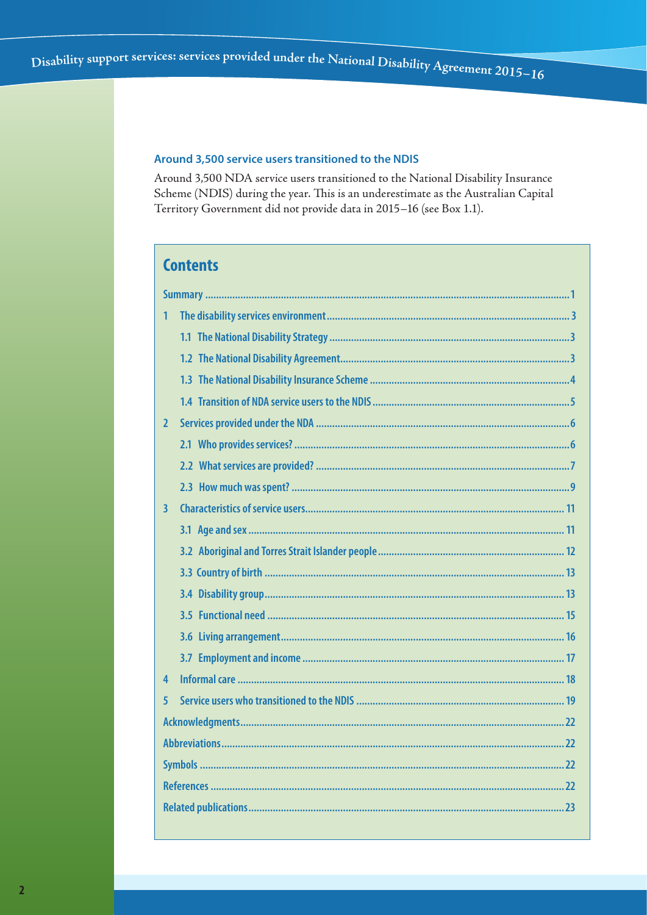### Around 3,500 service users transitioned to the NDIS

Around 3,500 NDA service users transitioned to the National Disability Insurance Scheme (NDIS) during the year. This is an underestimate as the Australian Capital Territory Government did not provide data in 2015–16 (see Box 1.1).

## Contents

- Summary ........ 1
- 1 The disability services environment ........ 3
  - 1.1 The National Disability Strategy ........ 3
  - 1.2 The National Disability Agreement ........ 3
  - 1.3 The National Disability Insurance Scheme ........ 4
  - 1.4 Transition of NDA service users to the NDIS ........ 5
- 2 Services provided under the NDA ........ 6
  - 2.1 Who provides services? ........ 6
  - 2.2 What services are provided? ........ 7
  - 2.3 How much was spent? ........ 9
- 3 Characteristics of service users ........ 11
  - 3.1 Age and sex ........ 11
  - 3.2 Aboriginal and Torres Strait Islander people ........ 12
  - 3.3 Country of birth ........ 13
  - 3.4 Disability group ........ 13
  - 3.5 Functional need ........ 15
  - 3.6 Living arrangement ........ 16
  - 3.7 Employment and income ........ 17
- 4 Informal care ........ 18
- 5 Service users who transitioned to the NDIS ........ 19
- Acknowledgments ........ 22
- Abbreviations ........ 22
- Symbols ........ 22
- References ........ 22
- Related publications ........ 23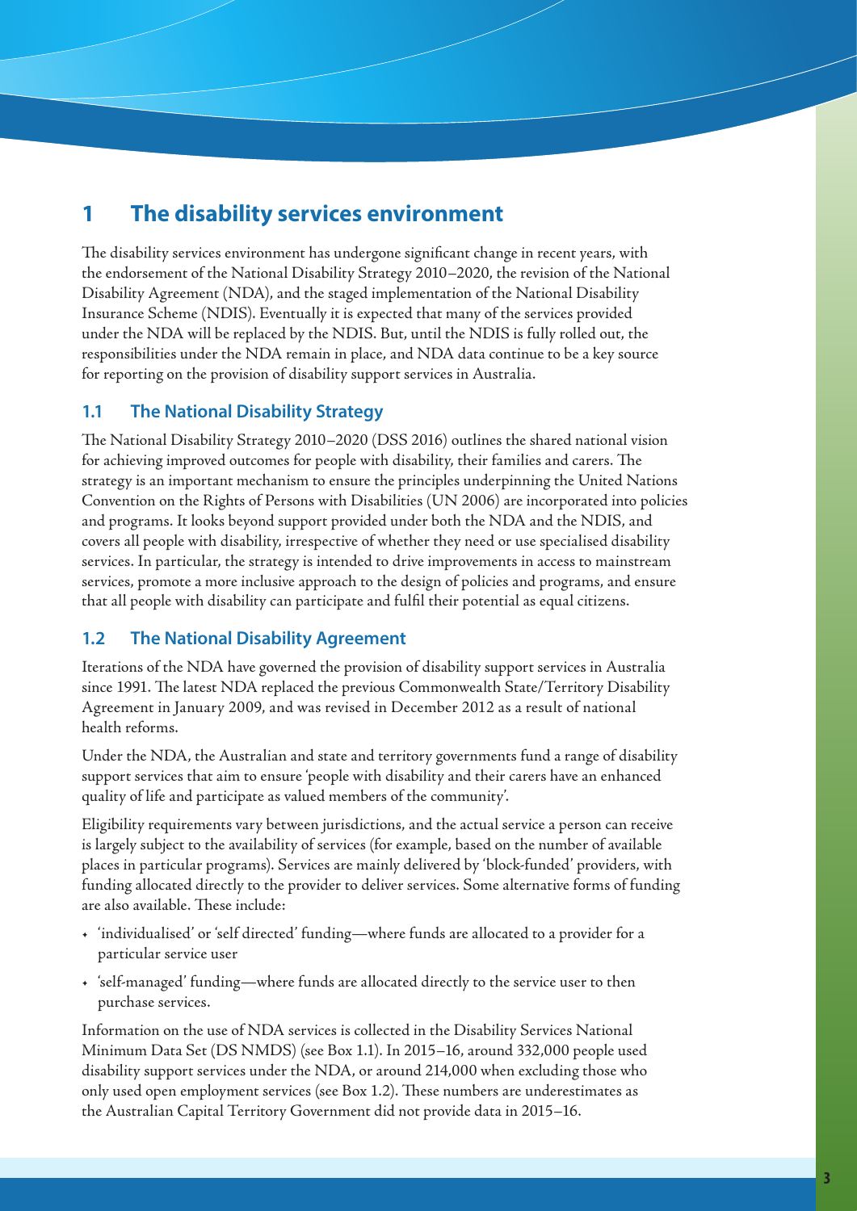# 1 The disability services environment

The disability services environment has undergone significant change in recent years, with the endorsement of the National Disability Strategy 2010–2020, the revision of the National Disability Agreement (NDA), and the staged implementation of the National Disability Insurance Scheme (NDIS). Eventually it is expected that many of the services provided under the NDA will be replaced by the NDIS. But, until the NDIS is fully rolled out, the responsibilities under the NDA remain in place, and NDA data continue to be a key source for reporting on the provision of disability support services in Australia.

## 1.1 The National Disability Strategy

The National Disability Strategy 2010–2020 (DSS 2016) outlines the shared national vision for achieving improved outcomes for people with disability, their families and carers. The strategy is an important mechanism to ensure the principles underpinning the United Nations Convention on the Rights of Persons with Disabilities (UN 2006) are incorporated into policies and programs. It looks beyond support provided under both the NDA and the NDIS, and covers all people with disability, irrespective of whether they need or use specialised disability services. In particular, the strategy is intended to drive improvements in access to mainstream services, promote a more inclusive approach to the design of policies and programs, and ensure that all people with disability can participate and fulfil their potential as equal citizens.

## 1.2 The National Disability Agreement

Iterations of the NDA have governed the provision of disability support services in Australia since 1991. The latest NDA replaced the previous Commonwealth State/Territory Disability Agreement in January 2009, and was revised in December 2012 as a result of national health reforms.

Under the NDA, the Australian and state and territory governments fund a range of disability support services that aim to ensure 'people with disability and their carers have an enhanced quality of life and participate as valued members of the community'.

Eligibility requirements vary between jurisdictions, and the actual service a person can receive is largely subject to the availability of services (for example, based on the number of available places in particular programs). Services are mainly delivered by 'block-funded' providers, with funding allocated directly to the provider to deliver services. Some alternative forms of funding are also available. These include:

- 'individualised' or 'self directed' funding—where funds are allocated to a provider for a particular service user
- 'self-managed' funding—where funds are allocated directly to the service user to then purchase services.

Information on the use of NDA services is collected in the Disability Services National Minimum Data Set (DS NMDS) (see Box 1.1). In 2015–16, around 332,000 people used disability support services under the NDA, or around 214,000 when excluding those who only used open employment services (see Box 1.2). These numbers are underestimates as the Australian Capital Territory Government did not provide data in 2015–16.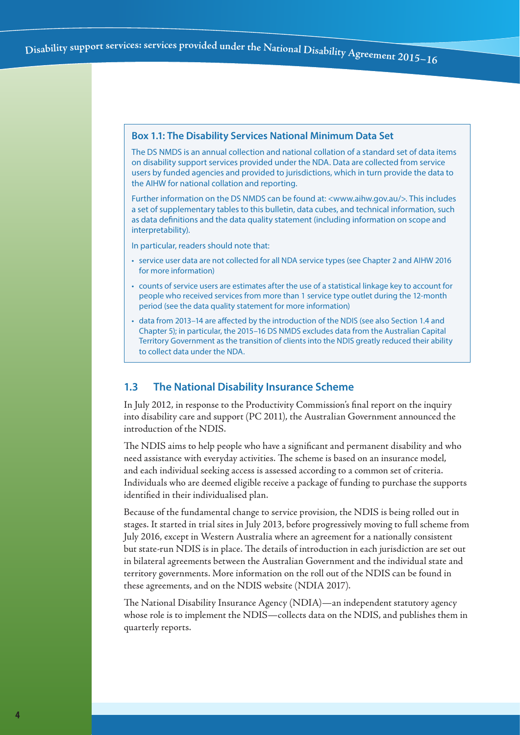**Box 1.1: The Disability Services National Minimum Data Set**

The DS NMDS is an annual collection and national collation of a standard set of data items on disability support services provided under the NDA. Data are collected from service users by funded agencies and provided to jurisdictions, which in turn provide the data to the AIHW for national collation and reporting.

Further information on the DS NMDS can be found at: <www.aihw.gov.au/>. This includes a set of supplementary tables to this bulletin, data cubes, and technical information, such as data definitions and the data quality statement (including information on scope and interpretability).

In particular, readers should note that:

- service user data are not collected for all NDA service types (see Chapter 2 and AIHW 2016 for more information)
- counts of service users are estimates after the use of a statistical linkage key to account for people who received services from more than 1 service type outlet during the 12-month period (see the data quality statement for more information)
- data from 2013–14 are affected by the introduction of the NDIS (see also Section 1.4 and Chapter 5); in particular, the 2015–16 DS NMDS excludes data from the Australian Capital Territory Government as the transition of clients into the NDIS greatly reduced their ability to collect data under the NDA.

## 1.3 The National Disability Insurance Scheme

In July 2012, in response to the Productivity Commission's final report on the inquiry into disability care and support (PC 2011), the Australian Government announced the introduction of the NDIS.

The NDIS aims to help people who have a significant and permanent disability and who need assistance with everyday activities. The scheme is based on an insurance model, and each individual seeking access is assessed according to a common set of criteria. Individuals who are deemed eligible receive a package of funding to purchase the supports identified in their individualised plan.

Because of the fundamental change to service provision, the NDIS is being rolled out in stages. It started in trial sites in July 2013, before progressively moving to full scheme from July 2016, except in Western Australia where an agreement for a nationally consistent but state-run NDIS is in place. The details of introduction in each jurisdiction are set out in bilateral agreements between the Australian Government and the individual state and territory governments. More information on the roll out of the NDIS can be found in these agreements, and on the NDIS website (NDIA 2017).

The National Disability Insurance Agency (NDIA)—an independent statutory agency whose role is to implement the NDIS—collects data on the NDIS, and publishes them in quarterly reports.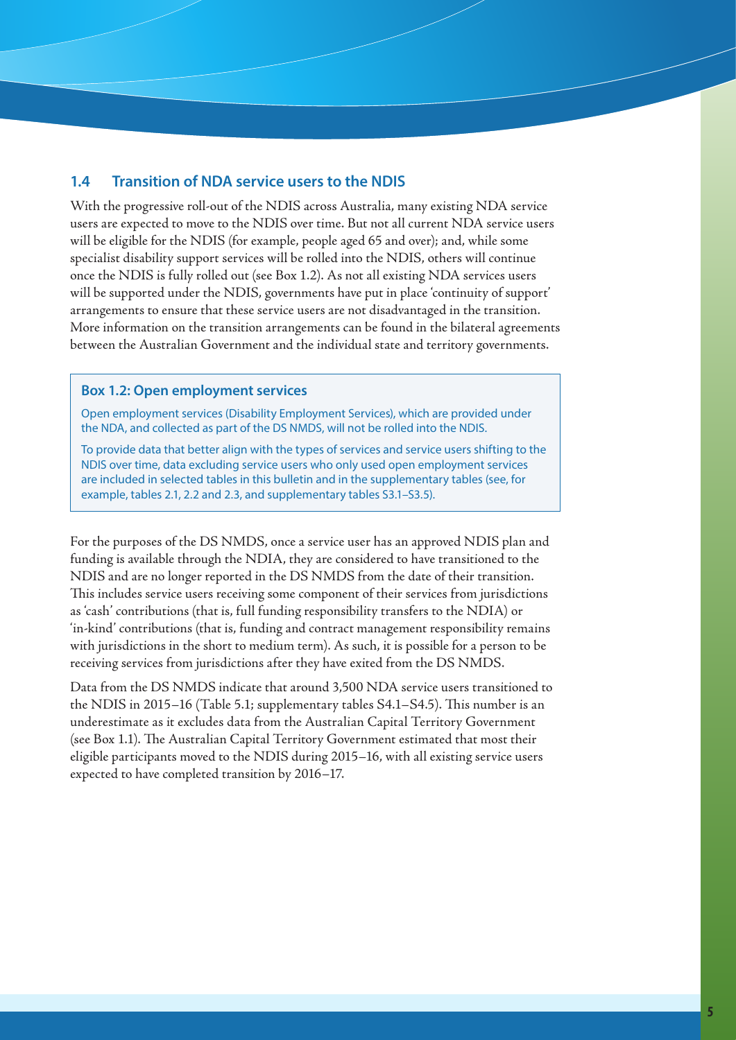## 1.4 Transition of NDA service users to the NDIS

With the progressive roll-out of the NDIS across Australia, many existing NDA service users are expected to move to the NDIS over time. But not all current NDA service users will be eligible for the NDIS (for example, people aged 65 and over); and, while some specialist disability support services will be rolled into the NDIS, others will continue once the NDIS is fully rolled out (see Box 1.2). As not all existing NDA services users will be supported under the NDIS, governments have put in place 'continuity of support' arrangements to ensure that these service users are not disadvantaged in the transition. More information on the transition arrangements can be found in the bilateral agreements between the Australian Government and the individual state and territory governments.

> **Box 1.2: Open employment services**
>
> Open employment services (Disability Employment Services), which are provided under the NDA, and collected as part of the DS NMDS, will not be rolled into the NDIS.
>
> To provide data that better align with the types of services and service users shifting to the NDIS over time, data excluding service users who only used open employment services are included in selected tables in this bulletin and in the supplementary tables (see, for example, tables 2.1, 2.2 and 2.3, and supplementary tables S3.1–S3.5).

For the purposes of the DS NMDS, once a service user has an approved NDIS plan and funding is available through the NDIA, they are considered to have transitioned to the NDIS and are no longer reported in the DS NMDS from the date of their transition. This includes service users receiving some component of their services from jurisdictions as 'cash' contributions (that is, full funding responsibility transfers to the NDIA) or 'in-kind' contributions (that is, funding and contract management responsibility remains with jurisdictions in the short to medium term). As such, it is possible for a person to be receiving services from jurisdictions after they have exited from the DS NMDS.

Data from the DS NMDS indicate that around 3,500 NDA service users transitioned to the NDIS in 2015–16 (Table 5.1; supplementary tables S4.1–S4.5). This number is an underestimate as it excludes data from the Australian Capital Territory Government (see Box 1.1). The Australian Capital Territory Government estimated that most their eligible participants moved to the NDIS during 2015–16, with all existing service users expected to have completed transition by 2016–17.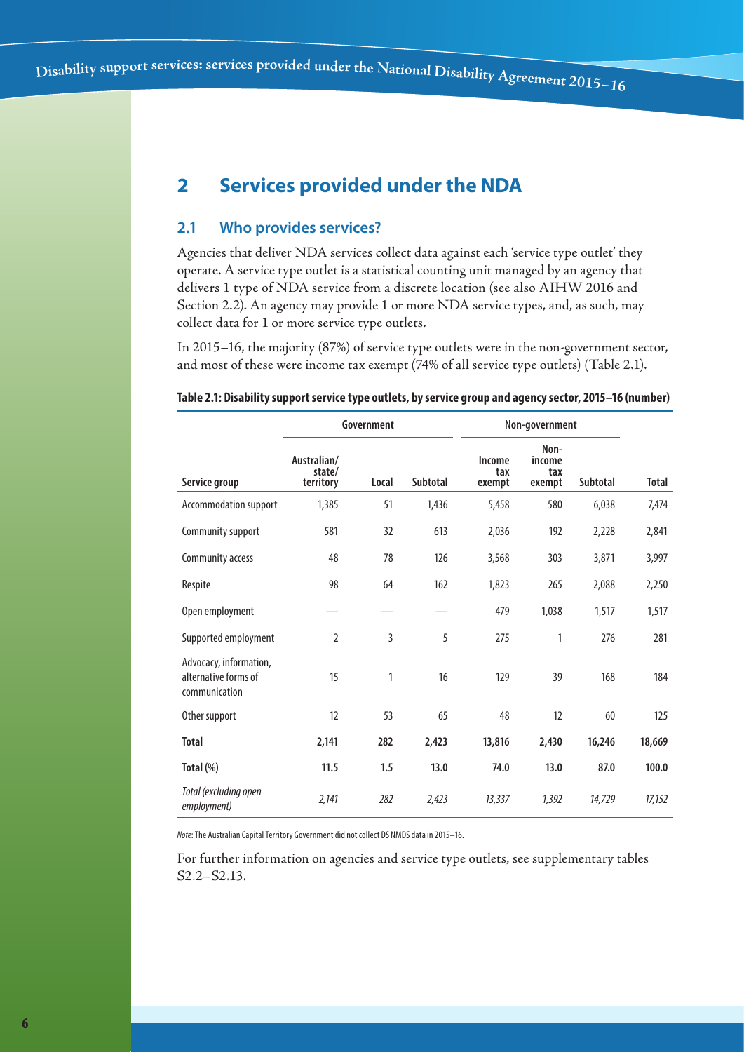# 2 Services provided under the NDA

## 2.1 Who provides services?

Agencies that deliver NDA services collect data against each 'service type outlet' they operate. A service type outlet is a statistical counting unit managed by an agency that delivers 1 type of NDA service from a discrete location (see also AIHW 2016 and Section 2.2). An agency may provide 1 or more NDA service types, and, as such, may collect data for 1 or more service type outlets.

In 2015–16, the majority (87%) of service type outlets were in the non-government sector, and most of these were income tax exempt (74% of all service type outlets) (Table 2.1).

**Table 2.1: Disability support service type outlets, by service group and agency sector, 2015–16 (number)**

| | Government | | | Non-government | | | |
|---|---|---|---|---|---|---|---|
| Service group | Australian/ state/ territory | Local | Subtotal | Income tax exempt | Non-income tax exempt | Subtotal | Total |
| Accommodation support | 1,385 | 51 | 1,436 | 5,458 | 580 | 6,038 | 7,474 |
| Community support | 581 | 32 | 613 | 2,036 | 192 | 2,228 | 2,841 |
| Community access | 48 | 78 | 126 | 3,568 | 303 | 3,871 | 3,997 |
| Respite | 98 | 64 | 162 | 1,823 | 265 | 2,088 | 2,250 |
| Open employment | — | — | — | 479 | 1,038 | 1,517 | 1,517 |
| Supported employment | 2 | 3 | 5 | 275 | 1 | 276 | 281 |
| Advocacy, information, alternative forms of communication | 15 | 1 | 16 | 129 | 39 | 168 | 184 |
| Other support | 12 | 53 | 65 | 48 | 12 | 60 | 125 |
| **Total** | **2,141** | **282** | **2,423** | **13,816** | **2,430** | **16,246** | **18,669** |
| **Total (%)** | **11.5** | **1.5** | **13.0** | **74.0** | **13.0** | **87.0** | **100.0** |
| *Total (excluding open employment)* | *2,141* | *282* | *2,423* | *13,337* | *1,392* | *14,729* | *17,152* |

*Note*: The Australian Capital Territory Government did not collect DS NMDS data in 2015–16.

For further information on agencies and service type outlets, see supplementary tables S2.2–S2.13.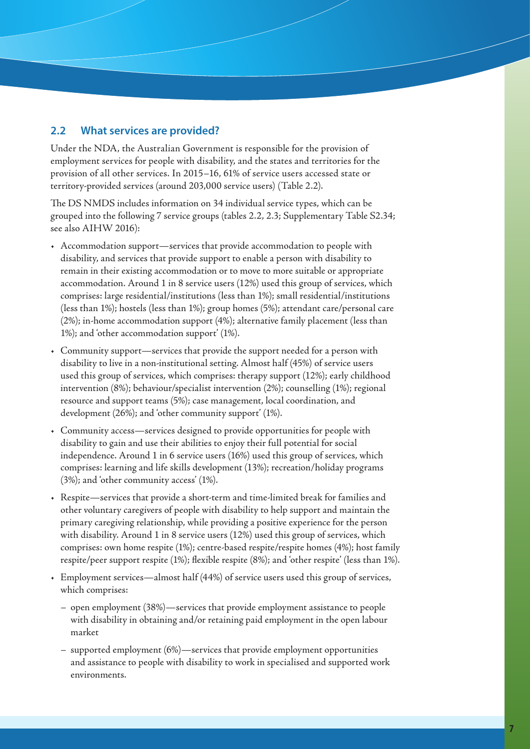## 2.2 What services are provided?

Under the NDA, the Australian Government is responsible for the provision of employment services for people with disability, and the states and territories for the provision of all other services. In 2015–16, 61% of service users accessed state or territory-provided services (around 203,000 service users) (Table 2.2).

The DS NMDS includes information on 34 individual service types, which can be grouped into the following 7 service groups (tables 2.2, 2.3; Supplementary Table S2.34; see also AIHW 2016):

- Accommodation support—services that provide accommodation to people with disability, and services that provide support to enable a person with disability to remain in their existing accommodation or to move to more suitable or appropriate accommodation. Around 1 in 8 service users (12%) used this group of services, which comprises: large residential/institutions (less than 1%); small residential/institutions (less than 1%); hostels (less than 1%); group homes (5%); attendant care/personal care (2%); in-home accommodation support (4%); alternative family placement (less than 1%); and 'other accommodation support' (1%).
- Community support—services that provide the support needed for a person with disability to live in a non-institutional setting. Almost half (45%) of service users used this group of services, which comprises: therapy support (12%); early childhood intervention (8%); behaviour/specialist intervention (2%); counselling (1%); regional resource and support teams (5%); case management, local coordination, and development (26%); and 'other community support' (1%).
- Community access—services designed to provide opportunities for people with disability to gain and use their abilities to enjoy their full potential for social independence. Around 1 in 6 service users (16%) used this group of services, which comprises: learning and life skills development (13%); recreation/holiday programs (3%); and 'other community access' (1%).
- Respite—services that provide a short-term and time-limited break for families and other voluntary caregivers of people with disability to help support and maintain the primary caregiving relationship, while providing a positive experience for the person with disability. Around 1 in 8 service users (12%) used this group of services, which comprises: own home respite (1%); centre-based respite/respite homes (4%); host family respite/peer support respite (1%); flexible respite (8%); and 'other respite' (less than 1%).
- Employment services—almost half (44%) of service users used this group of services, which comprises:
  - open employment (38%)—services that provide employment assistance to people with disability in obtaining and/or retaining paid employment in the open labour market
  - supported employment (6%)—services that provide employment opportunities and assistance to people with disability to work in specialised and supported work environments.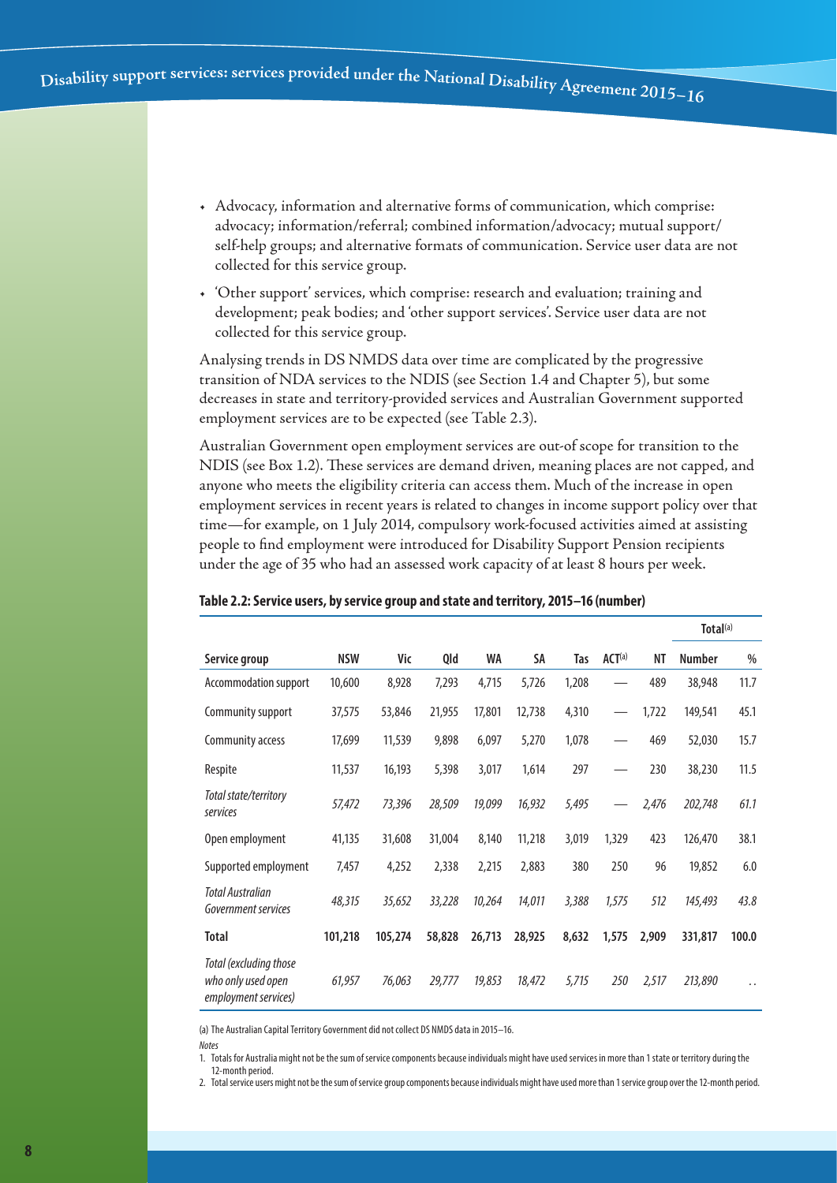- Advocacy, information and alternative forms of communication, which comprise: advocacy; information/referral; combined information/advocacy; mutual support/self-help groups; and alternative formats of communication. Service user data are not collected for this service group.
- 'Other support' services, which comprise: research and evaluation; training and development; peak bodies; and 'other support services'. Service user data are not collected for this service group.

Analysing trends in DS NMDS data over time are complicated by the progressive transition of NDA services to the NDIS (see Section 1.4 and Chapter 5), but some decreases in state and territory-provided services and Australian Government supported employment services are to be expected (see Table 2.3).

Australian Government open employment services are out-of scope for transition to the NDIS (see Box 1.2). These services are demand driven, meaning places are not capped, and anyone who meets the eligibility criteria can access them. Much of the increase in open employment services in recent years is related to changes in income support policy over that time—for example, on 1 July 2014, compulsory work-focused activities aimed at assisting people to find employment were introduced for Disability Support Pension recipients under the age of 35 who had an assessed work capacity of at least 8 hours per week.

**Table 2.2: Service users, by service group and state and territory, 2015–16 (number)**

| | | | | | | | | | Total[(a)] | |
|---|---|---|---|---|---|---|---|---|---|---|
| Service group | NSW | Vic | Qld | WA | SA | Tas | ACT[(a)] | NT | Number | % |
| Accommodation support | 10,600 | 8,928 | 7,293 | 4,715 | 5,726 | 1,208 | — | 489 | 38,948 | 11.7 |
| Community support | 37,575 | 53,846 | 21,955 | 17,801 | 12,738 | 4,310 | — | 1,722 | 149,541 | 45.1 |
| Community access | 17,699 | 11,539 | 9,898 | 6,097 | 5,270 | 1,078 | — | 469 | 52,030 | 15.7 |
| Respite | 11,537 | 16,193 | 5,398 | 3,017 | 1,614 | 297 | — | 230 | 38,230 | 11.5 |
| *Total state/territory services* | *57,472* | *73,396* | *28,509* | *19,099* | *16,932* | *5,495* | — | *2,476* | *202,748* | *61.1* |
| Open employment | 41,135 | 31,608 | 31,004 | 8,140 | 11,218 | 3,019 | 1,329 | 423 | 126,470 | 38.1 |
| Supported employment | 7,457 | 4,252 | 2,338 | 2,215 | 2,883 | 380 | 250 | 96 | 19,852 | 6.0 |
| *Total Australian Government services* | *48,315* | *35,652* | *33,228* | *10,264* | *14,011* | *3,388* | *1,575* | *512* | *145,493* | *43.8* |
| **Total** | **101,218** | **105,274** | **58,828** | **26,713** | **28,925** | **8,632** | **1,575** | **2,909** | **331,817** | **100.0** |
| *Total (excluding those who only used open employment services)* | *61,957* | *76,063* | *29,777* | *19,853* | *18,472* | *5,715* | *250* | *2,517* | *213,890* | . . |

(a) The Australian Capital Territory Government did not collect DS NMDS data in 2015–16.

*Notes*

1. Totals for Australia might not be the sum of service components because individuals might have used services in more than 1 state or territory during the 12-month period.
2. Total service users might not be the sum of service group components because individuals might have used more than 1 service group over the 12-month period.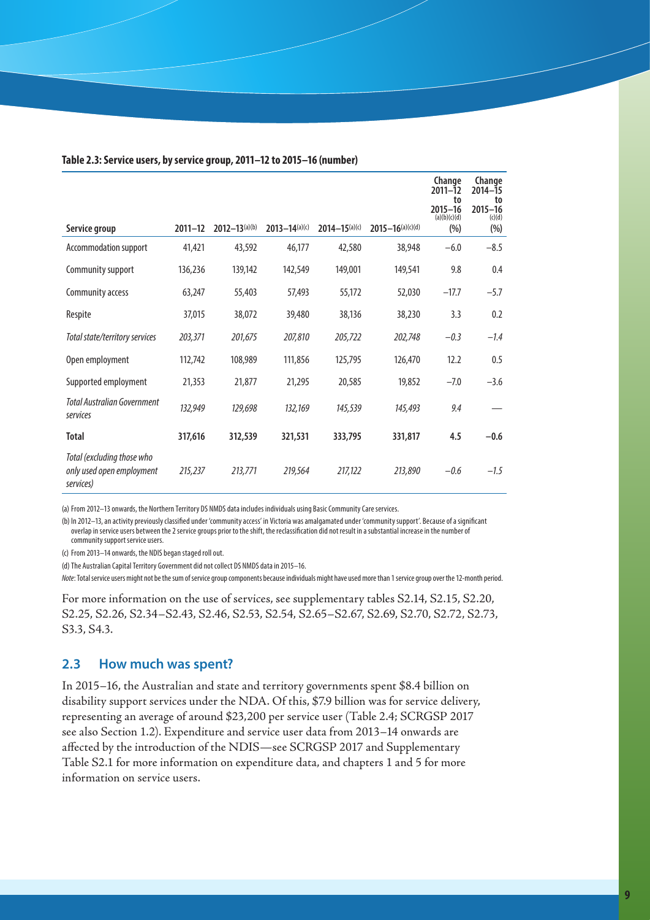**Table 2.3: Service users, by service group, 2011–12 to 2015–16 (number)**

| Service group | 2011–12 | 2012–13[(a)(b)] | 2013–14[(a)(c)] | 2014–15[(a)(c)] | 2015–16[(a)(c)(d)] | Change 2011–12 to 2015–16[(a)(b)(c)(d)] (%) | Change 2014–15 to 2015–16[(c)(d)] (%) |
|---|---|---|---|---|---|---|---|
| Accommodation support | 41,421 | 43,592 | 46,177 | 42,580 | 38,948 | −6.0 | −8.5 |
| Community support | 136,236 | 139,142 | 142,549 | 149,001 | 149,541 | 9.8 | 0.4 |
| Community access | 63,247 | 55,403 | 57,493 | 55,172 | 52,030 | −17.7 | −5.7 |
| Respite | 37,015 | 38,072 | 39,480 | 38,136 | 38,230 | 3.3 | 0.2 |
| *Total state/territory services* | *203,371* | *201,675* | *207,810* | *205,722* | *202,748* | *−0.3* | *−1.4* |
| Open employment | 112,742 | 108,989 | 111,856 | 125,795 | 126,470 | 12.2 | 0.5 |
| Supported employment | 21,353 | 21,877 | 21,295 | 20,585 | 19,852 | −7.0 | −3.6 |
| *Total Australian Government services* | *132,949* | *129,698* | *132,169* | *145,539* | *145,493* | *9.4* | — |
| **Total** | **317,616** | **312,539** | **321,531** | **333,795** | **331,817** | **4.5** | **−0.6** |
| *Total (excluding those who only used open employment services)* | *215,237* | *213,771* | *219,564* | *217,122* | *213,890* | *−0.6* | *−1.5* |

(a) From 2012–13 onwards, the Northern Territory DS NMDS data includes individuals using Basic Community Care services.

(b) In 2012–13, an activity previously classified under 'community access' in Victoria was amalgamated under 'community support'. Because of a significant overlap in service users between the 2 service groups prior to the shift, the reclassification did not result in a substantial increase in the number of community support service users.

(c) From 2013–14 onwards, the NDIS began staged roll out.

(d) The Australian Capital Territory Government did not collect DS NMDS data in 2015–16.

*Note*: Total service users might not be the sum of service group components because individuals might have used more than 1 service group over the 12-month period.

For more information on the use of services, see supplementary tables S2.14, S2.15, S2.20, S2.25, S2.26, S2.34–S2.43, S2.46, S2.53, S2.54, S2.65–S2.67, S2.69, S2.70, S2.72, S2.73, S3.3, S4.3.

## 2.3 How much was spent?

In 2015–16, the Australian and state and territory governments spent $8.4 billion on disability support services under the NDA. Of this, $7.9 billion was for service delivery, representing an average of around $23,200 per service user (Table 2.4; SCRGSP 2017 see also Section 1.2). Expenditure and service user data from 2013–14 onwards are affected by the introduction of the NDIS—see SCRGSP 2017 and Supplementary Table S2.1 for more information on expenditure data, and chapters 1 and 5 for more information on service users.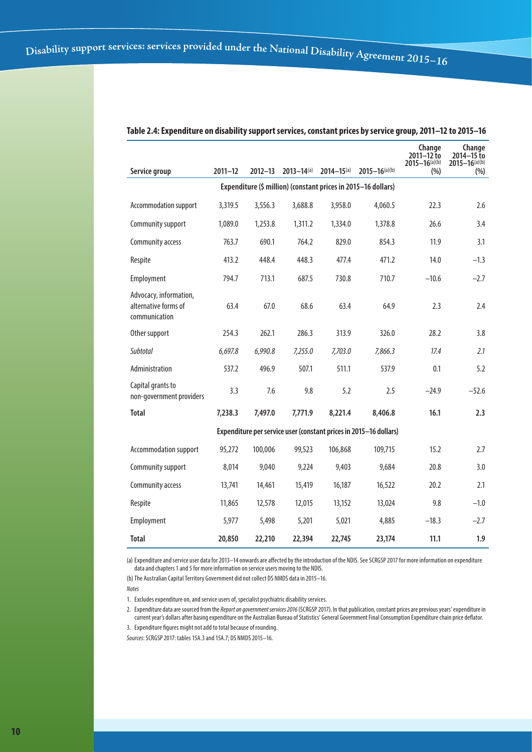**Table 2.4: Expenditure on disability support services, constant prices by service group, 2011–12 to 2015–16**

| Service group | 2011–12 | 2012–13 | 2013–14[(a)] | 2014–15[(a)] | 2015–16[(a)(b)] | Change 2011–12 to 2015–16[(a)(b)] (%) | Change 2014–15 to 2015–16[(a)(b)] (%) |
|---|---|---|---|---|---|---|---|
| **Expenditure ($ million) (constant prices in 2015–16 dollars)** | | | | | | | |
| Accommodation support | 3,319.5 | 3,556.3 | 3,688.8 | 3,958.0 | 4,060.5 | 22.3 | 2.6 |
| Community support | 1,089.0 | 1,253.8 | 1,311.2 | 1,334.0 | 1,378.8 | 26.6 | 3.4 |
| Community access | 763.7 | 690.1 | 764.2 | 829.0 | 854.3 | 11.9 | 3.1 |
| Respite | 413.2 | 448.4 | 448.3 | 477.4 | 471.2 | 14.0 | −1.3 |
| Employment | 794.7 | 713.1 | 687.5 | 730.8 | 710.7 | −10.6 | −2.7 |
| Advocacy, information, alternative forms of communication | 63.4 | 67.0 | 68.6 | 63.4 | 64.9 | 2.3 | 2.4 |
| Other support | 254.3 | 262.1 | 286.3 | 313.9 | 326.0 | 28.2 | 3.8 |
| *Subtotal* | *6,697.8* | *6,990.8* | *7,255.0* | *7,703.0* | *7,866.3* | *17.4* | *2.1* |
| Administration | 537.2 | 496.9 | 507.1 | 511.1 | 537.9 | 0.1 | 5.2 |
| Capital grants to non-government providers | 3.3 | 7.6 | 9.8 | 5.2 | 2.5 | −24.9 | −52.6 |
| **Total** | **7,238.3** | **7,497.0** | **7,771.9** | **8,221.4** | **8,406.8** | **16.1** | **2.3** |
| **Expenditure per service user (constant prices in 2015–16 dollars)** | | | | | | | |
| Accommodation support | 95,272 | 100,006 | 99,523 | 106,868 | 109,715 | 15.2 | 2.7 |
| Community support | 8,014 | 9,040 | 9,224 | 9,403 | 9,684 | 20.8 | 3.0 |
| Community access | 13,741 | 14,461 | 15,419 | 16,187 | 16,522 | 20.2 | 2.1 |
| Respite | 11,865 | 12,578 | 12,015 | 13,152 | 13,024 | 9.8 | −1.0 |
| Employment | 5,977 | 5,498 | 5,201 | 5,021 | 4,885 | −18.3 | −2.7 |
| **Total** | **20,850** | **22,210** | **22,394** | **22,745** | **23,174** | **11.1** | **1.9** |

(a) Expenditure and service user data for 2013–14 onwards are affected by the introduction of the NDIS. See SCRGSP 2017 for more information on expenditure data and chapters 1 and 5 for more information on service users moving to the NDIS.

(b) The Australian Capital Territory Government did not collect DS NMDS data in 2015–16.

*Notes*

1. Excludes expenditure on, and service users of, specialist psychiatric disability services.
2. Expenditure data are sourced from the *Report on government services 2016* (SCRGSP 2017). In that publication, constant prices are previous years' expenditure in current year's dollars after basing expenditure on the Australian Bureau of Statistics' General Government Final Consumption Expenditure chain price deflator.
3. Expenditure figures might not add to total because of rounding.

*Sources*: SCRGSP 2017: tables 15A.3 and 15A.7; DS NMDS 2015–16.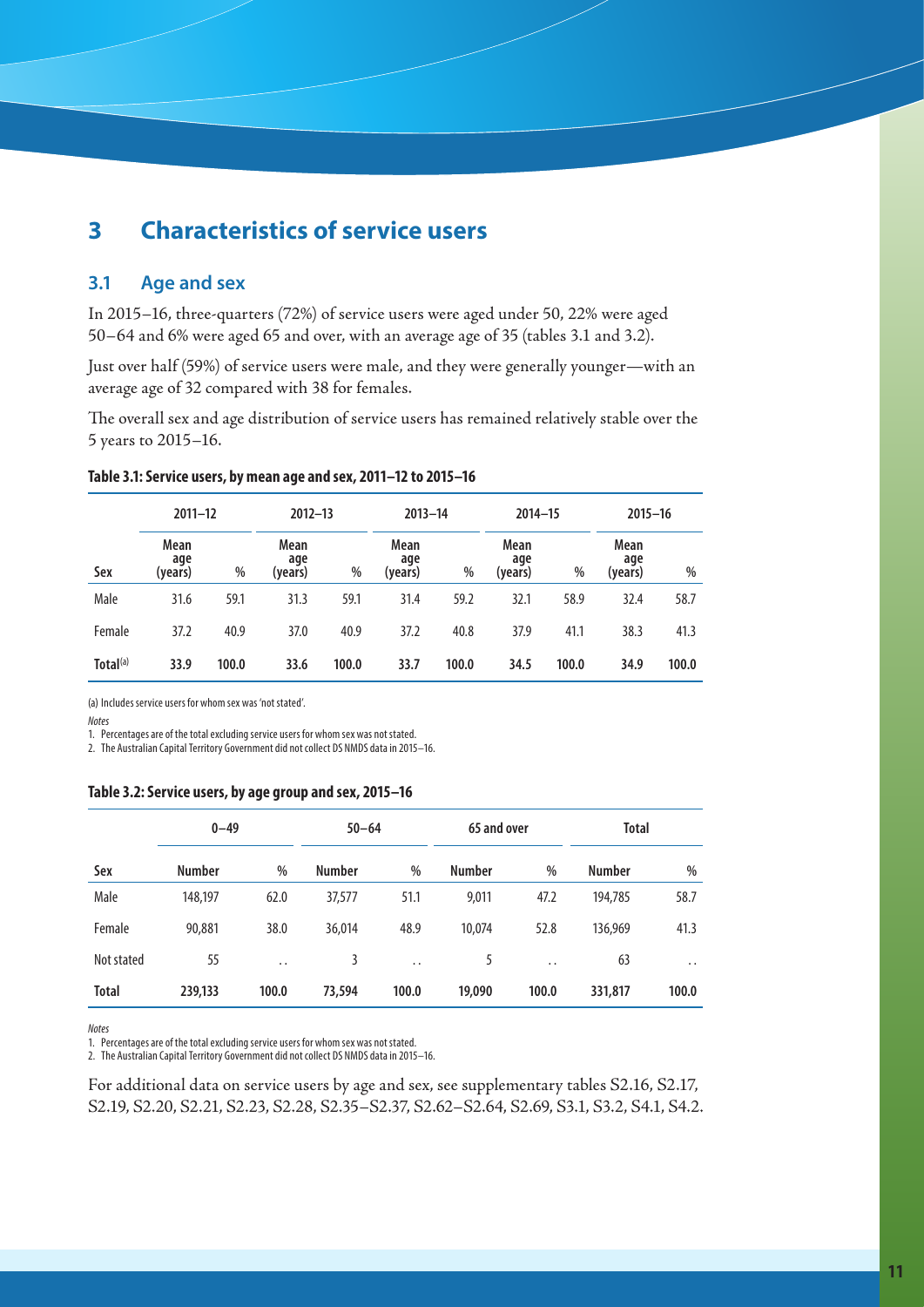# 3 Characteristics of service users

## 3.1 Age and sex

In 2015–16, three-quarters (72%) of service users were aged under 50, 22% were aged 50–64 and 6% were aged 65 and over, with an average age of 35 (tables 3.1 and 3.2).

Just over half (59%) of service users were male, and they were generally younger—with an average age of 32 compared with 38 for females.

The overall sex and age distribution of service users has remained relatively stable over the 5 years to 2015–16.

**Table 3.1: Service users, by mean age and sex, 2011–12 to 2015–16**

| | 2011–12 | | 2012–13 | | 2013–14 | | 2014–15 | | 2015–16 | |
|---|---|---|---|---|---|---|---|---|---|---|
| Sex | Mean age (years) | % | Mean age (years) | % | Mean age (years) | % | Mean age (years) | % | Mean age (years) | % |
| Male | 31.6 | 59.1 | 31.3 | 59.1 | 31.4 | 59.2 | 32.1 | 58.9 | 32.4 | 58.7 |
| Female | 37.2 | 40.9 | 37.0 | 40.9 | 37.2 | 40.8 | 37.9 | 41.1 | 38.3 | 41.3 |
| **Total[(a)]** | **33.9** | **100.0** | **33.6** | **100.0** | **33.7** | **100.0** | **34.5** | **100.0** | **34.9** | **100.0** |

(a) Includes service users for whom sex was 'not stated'.

*Notes*

1. Percentages are of the total excluding service users for whom sex was not stated.
2. The Australian Capital Territory Government did not collect DS NMDS data in 2015–16.

**Table 3.2: Service users, by age group and sex, 2015–16**

| | 0–49 | | 50–64 | | 65 and over | | Total | |
|---|---|---|---|---|---|---|---|---|
| Sex | Number | % | Number | % | Number | % | Number | % |
| Male | 148,197 | 62.0 | 37,577 | 51.1 | 9,011 | 47.2 | 194,785 | 58.7 |
| Female | 90,881 | 38.0 | 36,014 | 48.9 | 10,074 | 52.8 | 136,969 | 41.3 |
| Not stated | 55 | . . | 3 | . . | 5 | . . | 63 | . . |
| **Total** | **239,133** | **100.0** | **73,594** | **100.0** | **19,090** | **100.0** | **331,817** | **100.0** |

*Notes*

1. Percentages are of the total excluding service users for whom sex was not stated.
2. The Australian Capital Territory Government did not collect DS NMDS data in 2015–16.

For additional data on service users by age and sex, see supplementary tables S2.16, S2.17, S2.19, S2.20, S2.21, S2.23, S2.28, S2.35–S2.37, S2.62–S2.64, S2.69, S3.1, S3.2, S4.1, S4.2.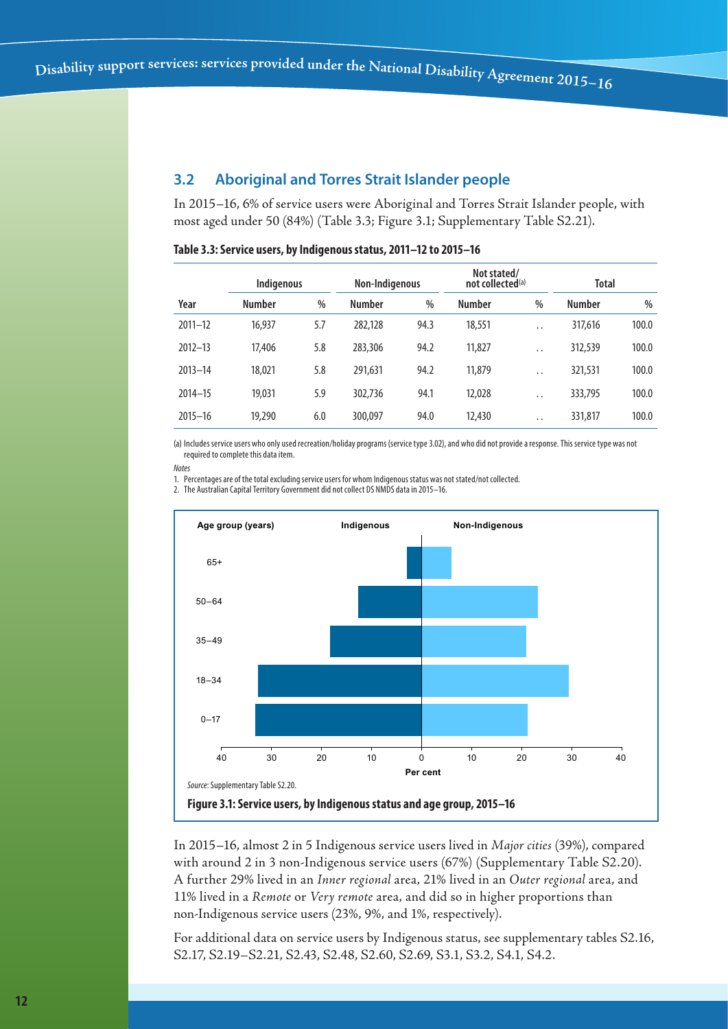## 3.2 Aboriginal and Torres Strait Islander people

In 2015–16, 6% of service users were Aboriginal and Torres Strait Islander people, with most aged under 50 (84%) (Table 3.3; Figure 3.1; Supplementary Table S2.21).

**Table 3.3: Service users, by Indigenous status, 2011–12 to 2015–16**

| | Indigenous | | Non-Indigenous | | Not stated/ not collected[(a)] | | Total | |
|---|---|---|---|---|---|---|---|---|
| Year | Number | % | Number | % | Number | % | Number | % |
| 2011–12 | 16,937 | 5.7 | 282,128 | 94.3 | 18,551 | . . | 317,616 | 100.0 |
| 2012–13 | 17,406 | 5.8 | 283,306 | 94.2 | 11,827 | . . | 312,539 | 100.0 |
| 2013–14 | 18,021 | 5.8 | 291,631 | 94.2 | 11,879 | . . | 321,531 | 100.0 |
| 2014–15 | 19,031 | 5.9 | 302,736 | 94.1 | 12,028 | . . | 333,795 | 100.0 |
| 2015–16 | 19,290 | 6.0 | 300,097 | 94.0 | 12,430 | . . | 331,817 | 100.0 |

(a) Includes service users who only used recreation/holiday programs (service type 3.02), and who did not provide a response. This service type was not required to complete this data item.

*Notes*

1. Percentages are of the total excluding service users for whom Indigenous status was not stated/not collected.
2. The Australian Capital Territory Government did not collect DS NMDS data in 2015–16.

*Source*: Supplementary Table S2.20.

**Figure 3.1: Service users, by Indigenous status and age group, 2015–16**

In 2015–16, almost 2 in 5 Indigenous service users lived in *Major cities* (39%), compared with around 2 in 3 non-Indigenous service users (67%) (Supplementary Table S2.20). A further 29% lived in an *Inner regional* area, 21% lived in an *Outer regional* area, and 11% lived in a *Remote* or *Very remote* area, and did so in higher proportions than non-Indigenous service users (23%, 9%, and 1%, respectively).

For additional data on service users by Indigenous status, see supplementary tables S2.16, S2.17, S2.19–S2.21, S2.43, S2.48, S2.60, S2.69, S3.1, S3.2, S4.1, S4.2.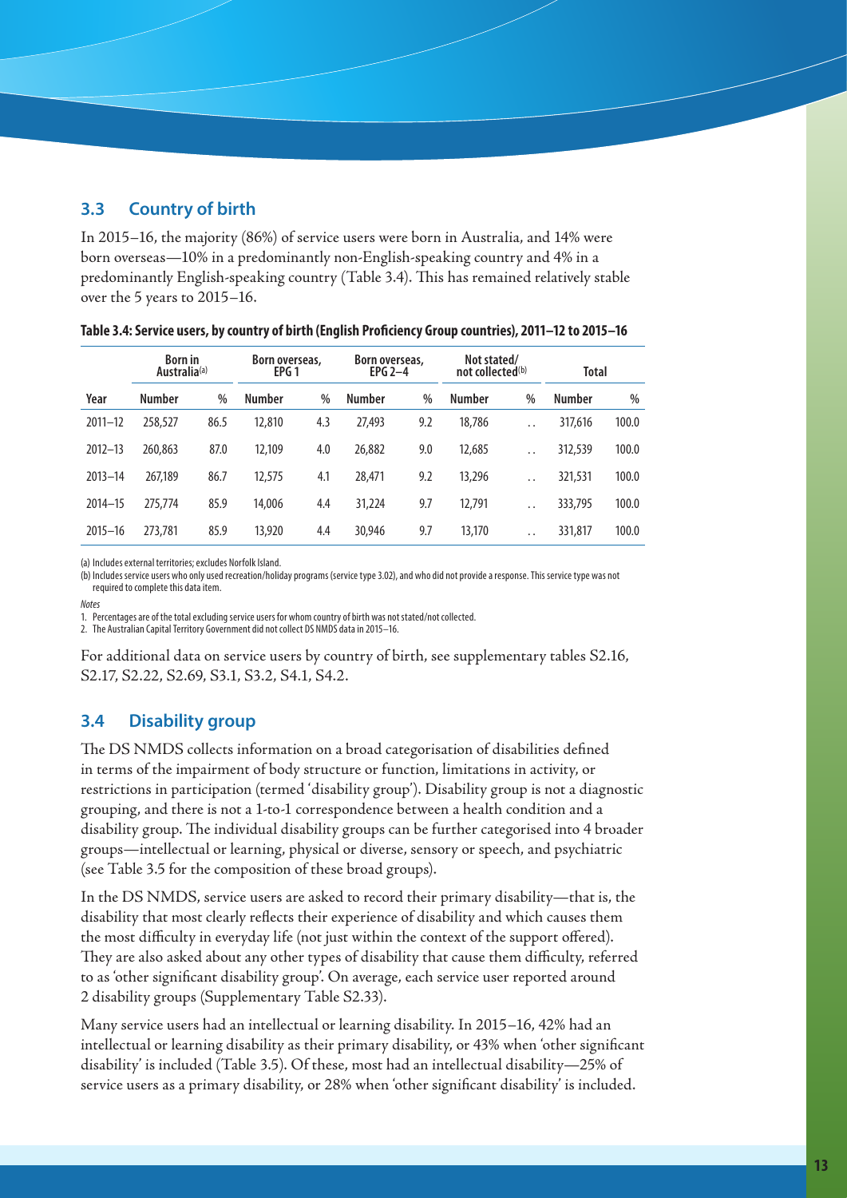## 3.3 Country of birth

In 2015–16, the majority (86%) of service users were born in Australia, and 14% were born overseas—10% in a predominantly non-English-speaking country and 4% in a predominantly English-speaking country (Table 3.4). This has remained relatively stable over the 5 years to 2015–16.

**Table 3.4: Service users, by country of birth (English Proficiency Group countries), 2011–12 to 2015–16**

| | Born in Australia[(a)] | | Born overseas, EPG 1 | | Born overseas, EPG 2–4 | | Not stated/ not collected[(b)] | | Total | |
|---|---|---|---|---|---|---|---|---|---|---|
| Year | Number | % | Number | % | Number | % | Number | % | Number | % |
| 2011–12 | 258,527 | 86.5 | 12,810 | 4.3 | 27,493 | 9.2 | 18,786 | . . | 317,616 | 100.0 |
| 2012–13 | 260,863 | 87.0 | 12,109 | 4.0 | 26,882 | 9.0 | 12,685 | . . | 312,539 | 100.0 |
| 2013–14 | 267,189 | 86.7 | 12,575 | 4.1 | 28,471 | 9.2 | 13,296 | . . | 321,531 | 100.0 |
| 2014–15 | 275,774 | 85.9 | 14,006 | 4.4 | 31,224 | 9.7 | 12,791 | . . | 333,795 | 100.0 |
| 2015–16 | 273,781 | 85.9 | 13,920 | 4.4 | 30,946 | 9.7 | 13,170 | . . | 331,817 | 100.0 |

(a) Includes external territories; excludes Norfolk Island.

(b) Includes service users who only used recreation/holiday programs (service type 3.02), and who did not provide a response. This service type was not required to complete this data item.

*Notes*

1. Percentages are of the total excluding service users for whom country of birth was not stated/not collected.
2. The Australian Capital Territory Government did not collect DS NMDS data in 2015–16.

For additional data on service users by country of birth, see supplementary tables S2.16, S2.17, S2.22, S2.69, S3.1, S3.2, S4.1, S4.2.

## 3.4 Disability group

The DS NMDS collects information on a broad categorisation of disabilities defined in terms of the impairment of body structure or function, limitations in activity, or restrictions in participation (termed 'disability group'). Disability group is not a diagnostic grouping, and there is not a 1-to-1 correspondence between a health condition and a disability group. The individual disability groups can be further categorised into 4 broader groups—intellectual or learning, physical or diverse, sensory or speech, and psychiatric (see Table 3.5 for the composition of these broad groups).

In the DS NMDS, service users are asked to record their primary disability—that is, the disability that most clearly reflects their experience of disability and which causes them the most difficulty in everyday life (not just within the context of the support offered). They are also asked about any other types of disability that cause them difficulty, referred to as 'other significant disability group'. On average, each service user reported around 2 disability groups (Supplementary Table S2.33).

Many service users had an intellectual or learning disability. In 2015–16, 42% had an intellectual or learning disability as their primary disability, or 43% when 'other significant disability' is included (Table 3.5). Of these, most had an intellectual disability—25% of service users as a primary disability, or 28% when 'other significant disability' is included.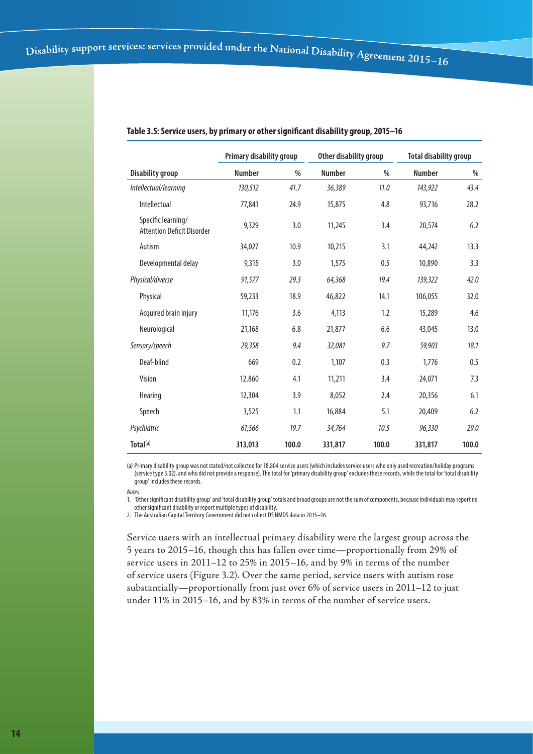**Table 3.5: Service users, by primary or other significant disability group, 2015–16**

| | Primary disability group | | Other disability group | | Total disability group | |
|---|---|---|---|---|---|---|
| **Disability group** | **Number** | **%** | **Number** | **%** | **Number** | **%** |
| *Intellectual/learning* | *130,512* | *41.7* | *36,389* | *11.0* | *143,922* | *43.4* |
| Intellectual | 77,841 | 24.9 | 15,875 | 4.8 | 93,716 | 28.2 |
| Specific learning/ Attention Deficit Disorder | 9,329 | 3.0 | 11,245 | 3.4 | 20,574 | 6.2 |
| Autism | 34,027 | 10.9 | 10,215 | 3.1 | 44,242 | 13.3 |
| Developmental delay | 9,315 | 3.0 | 1,575 | 0.5 | 10,890 | 3.3 |
| *Physical/diverse* | *91,577* | *29.3* | *64,368* | *19.4* | *139,322* | *42.0* |
| Physical | 59,233 | 18.9 | 46,822 | 14.1 | 106,055 | 32.0 |
| Acquired brain injury | 11,176 | 3.6 | 4,113 | 1.2 | 15,289 | 4.6 |
| Neurological | 21,168 | 6.8 | 21,877 | 6.6 | 43,045 | 13.0 |
| *Sensory/speech* | *29,358* | *9.4* | *32,081* | *9.7* | *59,903* | *18.1* |
| Deaf-blind | 669 | 0.2 | 1,107 | 0.3 | 1,776 | 0.5 |
| Vision | 12,860 | 4.1 | 11,211 | 3.4 | 24,071 | 7.3 |
| Hearing | 12,304 | 3.9 | 8,052 | 2.4 | 20,356 | 6.1 |
| Speech | 3,525 | 1.1 | 16,884 | 5.1 | 20,409 | 6.2 |
| *Psychiatric* | *61,566* | *19.7* | *34,764* | *10.5* | *96,330* | *29.0* |
| **Total**[(a)] | **313,013** | **100.0** | **331,817** | **100.0** | **331,817** | **100.0** |

(a) Primary disability group was not stated/not collected for 18,804 service users (which includes service users who only used recreation/holiday programs (service type 3.02), and who did not provide a response). The total for 'primary disability group' excludes these records, while the total for 'total disability group' includes these records.

*Notes*

1. 'Other significant disability group' and 'total disability group' totals and broad groups are not the sum of components, because individuals may report no other significant disability or report multiple types of disability.
2. The Australian Capital Territory Government did not collect DS NMDS data in 2015–16.

Service users with an intellectual primary disability were the largest group across the 5 years to 2015–16, though this has fallen over time—proportionally from 29% of service users in 2011–12 to 25% in 2015–16, and by 9% in terms of the number of service users (Figure 3.2). Over the same period, service users with autism rose substantially—proportionally from just over 6% of service users in 2011–12 to just under 11% in 2015–16, and by 83% in terms of the number of service users.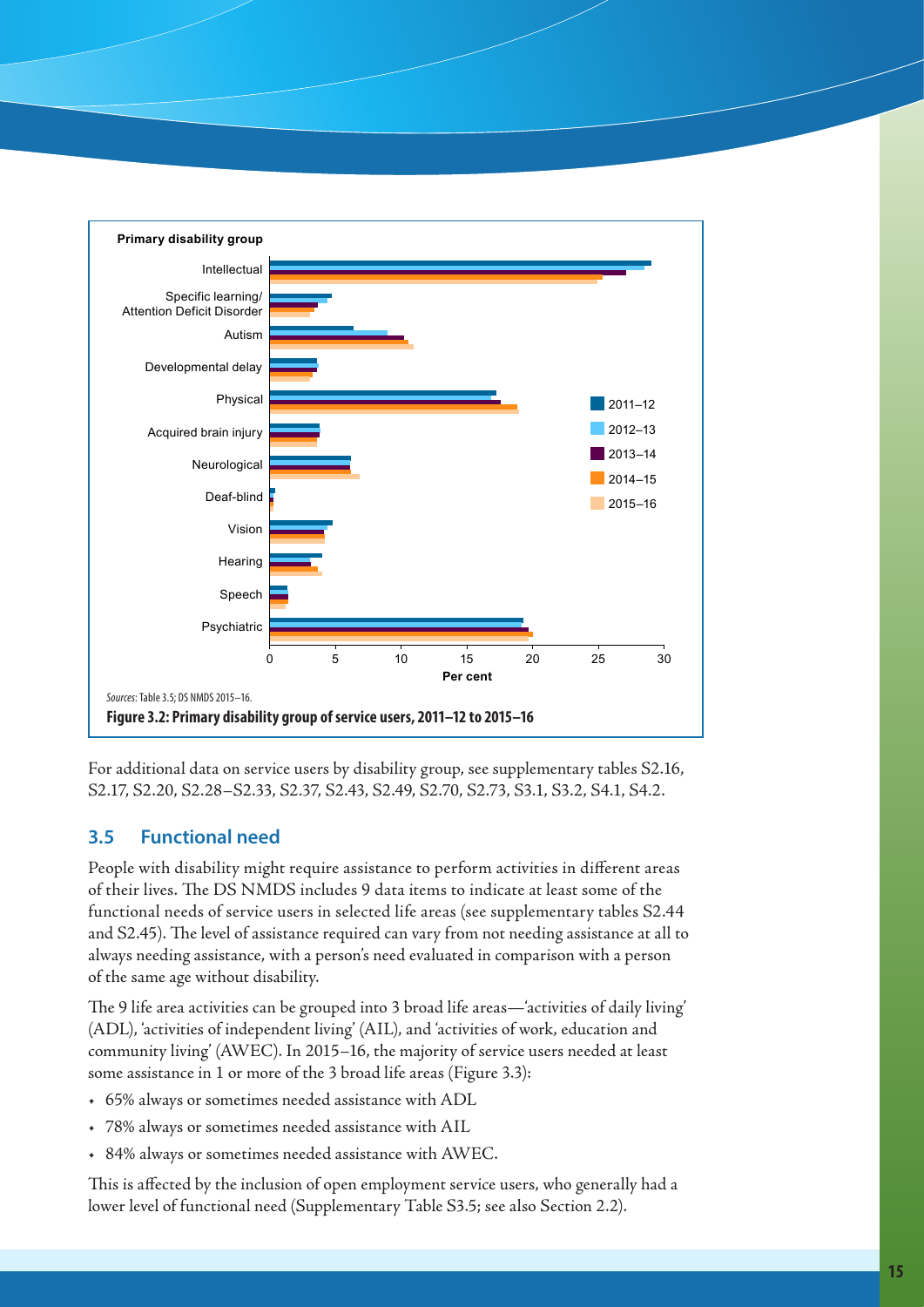Sources: Table 3.5; DS NMDS 2015–16.

**Figure 3.2: Primary disability group of service users, 2011–12 to 2015–16**

For additional data on service users by disability group, see supplementary tables S2.16, S2.17, S2.20, S2.28–S2.33, S2.37, S2.43, S2.49, S2.70, S2.73, S3.1, S3.2, S4.1, S4.2.

## 3.5 Functional need

People with disability might require assistance to perform activities in different areas of their lives. The DS NMDS includes 9 data items to indicate at least some of the functional needs of service users in selected life areas (see supplementary tables S2.44 and S2.45). The level of assistance required can vary from not needing assistance at all to always needing assistance, with a person's need evaluated in comparison with a person of the same age without disability.

The 9 life area activities can be grouped into 3 broad life areas—'activities of daily living' (ADL), 'activities of independent living' (AIL), and 'activities of work, education and community living' (AWEC). In 2015–16, the majority of service users needed at least some assistance in 1 or more of the 3 broad life areas (Figure 3.3):

- 65% always or sometimes needed assistance with ADL
- 78% always or sometimes needed assistance with AIL
- 84% always or sometimes needed assistance with AWEC.

This is affected by the inclusion of open employment service users, who generally had a lower level of functional need (Supplementary Table S3.5; see also Section 2.2).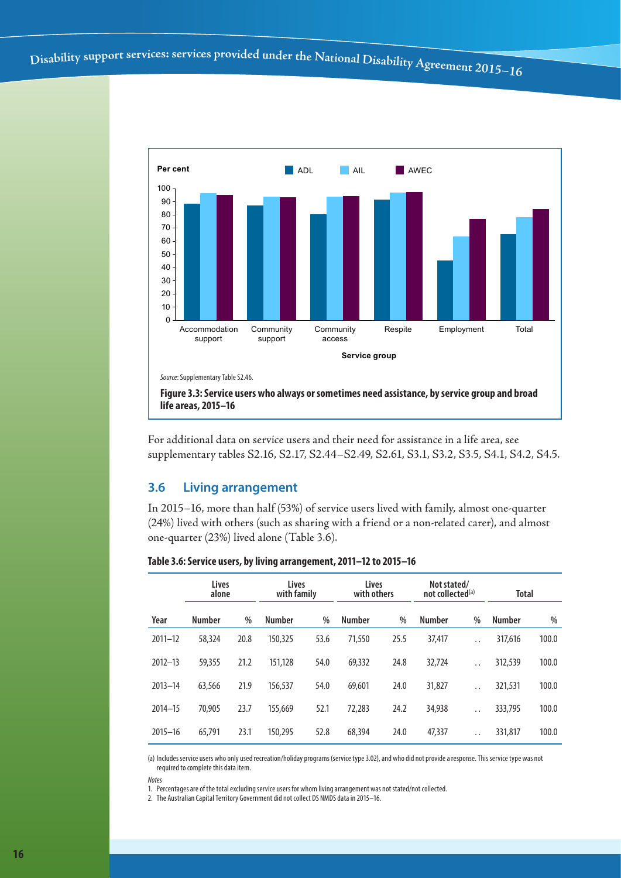Source: Supplementary Table S2.46.

**Figure 3.3: Service users who always or sometimes need assistance, by service group and broad life areas, 2015–16**

For additional data on service users and their need for assistance in a life area, see supplementary tables S2.16, S2.17, S2.44–S2.49, S2.61, S3.1, S3.2, S3.5, S4.1, S4.2, S4.5.

## 3.6 Living arrangement

In 2015–16, more than half (53%) of service users lived with family, almost one-quarter (24%) lived with others (such as sharing with a friend or a non-related carer), and almost one-quarter (23%) lived alone (Table 3.6).

**Table 3.6: Service users, by living arrangement, 2011–12 to 2015–16**

| | Lives alone | | Lives with family | | Lives with others | | Not stated/ not collected[(a)] | | Total | |
|---|---|---|---|---|---|---|---|---|---|---|
| Year | Number | % | Number | % | Number | % | Number | % | Number | % |
| 2011–12 | 58,324 | 20.8 | 150,325 | 53.6 | 71,550 | 25.5 | 37,417 | . . | 317,616 | 100.0 |
| 2012–13 | 59,355 | 21.2 | 151,128 | 54.0 | 69,332 | 24.8 | 32,724 | . . | 312,539 | 100.0 |
| 2013–14 | 63,566 | 21.9 | 156,537 | 54.0 | 69,601 | 24.0 | 31,827 | . . | 321,531 | 100.0 |
| 2014–15 | 70,905 | 23.7 | 155,669 | 52.1 | 72,283 | 24.2 | 34,938 | . . | 333,795 | 100.0 |
| 2015–16 | 65,791 | 23.1 | 150,295 | 52.8 | 68,394 | 24.0 | 47,337 | . . | 331,817 | 100.0 |

(a) Includes service users who only used recreation/holiday programs (service type 3.02), and who did not provide a response. This service type was not required to complete this data item.

*Notes*

1. Percentages are of the total excluding service users for whom living arrangement was not stated/not collected.
2. The Australian Capital Territory Government did not collect DS NMDS data in 2015–16.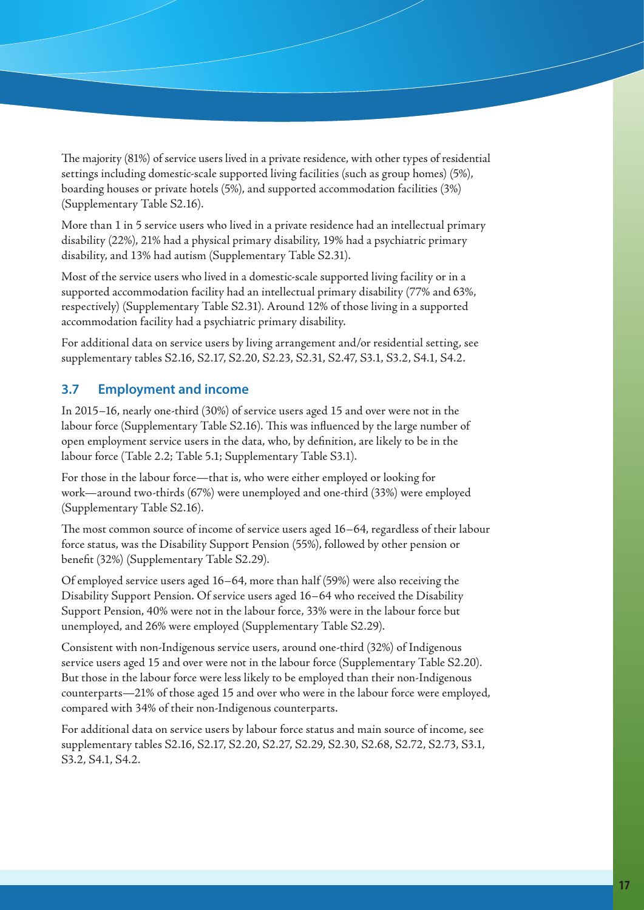The majority (81%) of service users lived in a private residence, with other types of residential settings including domestic-scale supported living facilities (such as group homes) (5%), boarding houses or private hotels (5%), and supported accommodation facilities (3%) (Supplementary Table S2.16).

More than 1 in 5 service users who lived in a private residence had an intellectual primary disability (22%), 21% had a physical primary disability, 19% had a psychiatric primary disability, and 13% had autism (Supplementary Table S2.31).

Most of the service users who lived in a domestic-scale supported living facility or in a supported accommodation facility had an intellectual primary disability (77% and 63%, respectively) (Supplementary Table S2.31). Around 12% of those living in a supported accommodation facility had a psychiatric primary disability.

For additional data on service users by living arrangement and/or residential setting, see supplementary tables S2.16, S2.17, S2.20, S2.23, S2.31, S2.47, S3.1, S3.2, S4.1, S4.2.

## 3.7 Employment and income

In 2015–16, nearly one-third (30%) of service users aged 15 and over were not in the labour force (Supplementary Table S2.16). This was influenced by the large number of open employment service users in the data, who, by definition, are likely to be in the labour force (Table 2.2; Table 5.1; Supplementary Table S3.1).

For those in the labour force—that is, who were either employed or looking for work—around two-thirds (67%) were unemployed and one-third (33%) were employed (Supplementary Table S2.16).

The most common source of income of service users aged 16–64, regardless of their labour force status, was the Disability Support Pension (55%), followed by other pension or benefit (32%) (Supplementary Table S2.29).

Of employed service users aged 16–64, more than half (59%) were also receiving the Disability Support Pension. Of service users aged 16–64 who received the Disability Support Pension, 40% were not in the labour force, 33% were in the labour force but unemployed, and 26% were employed (Supplementary Table S2.29).

Consistent with non-Indigenous service users, around one-third (32%) of Indigenous service users aged 15 and over were not in the labour force (Supplementary Table S2.20). But those in the labour force were less likely to be employed than their non-Indigenous counterparts—21% of those aged 15 and over who were in the labour force were employed, compared with 34% of their non-Indigenous counterparts.

For additional data on service users by labour force status and main source of income, see supplementary tables S2.16, S2.17, S2.20, S2.27, S2.29, S2.30, S2.68, S2.72, S2.73, S3.1, S3.2, S4.1, S4.2.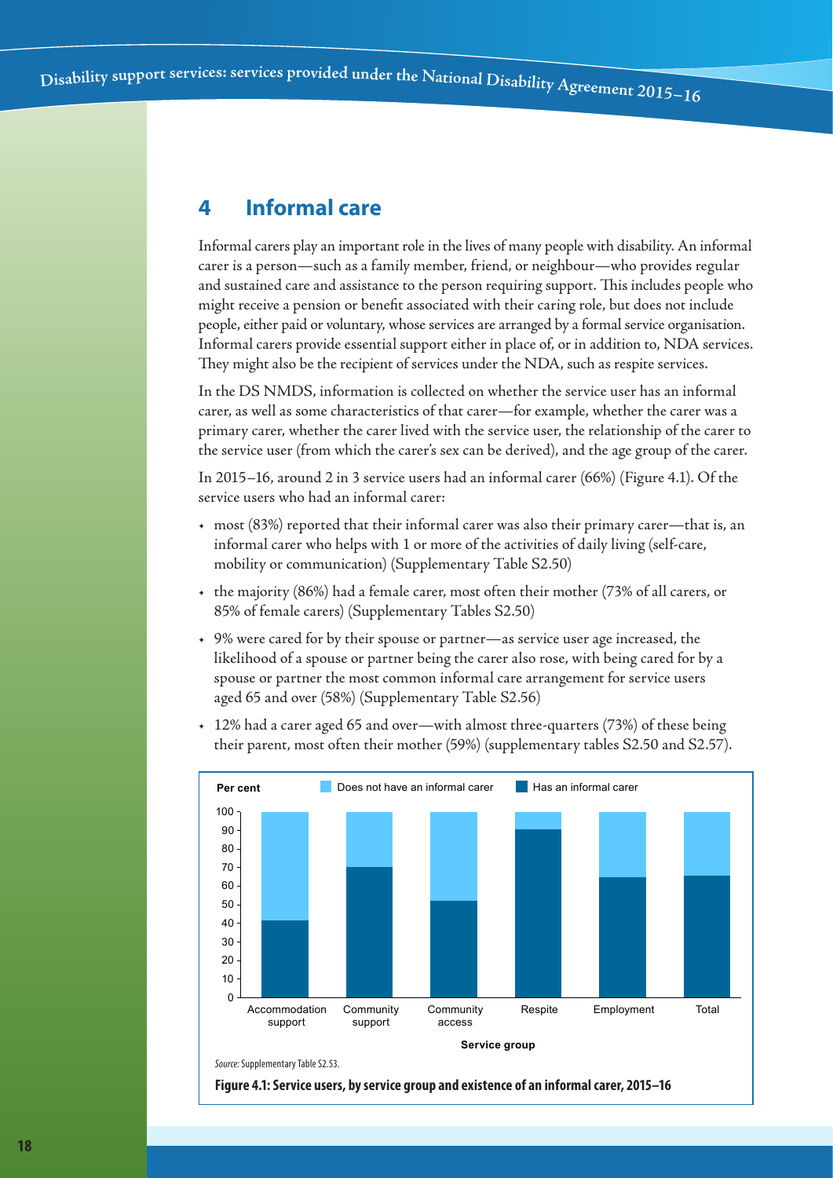# 4 Informal care

Informal carers play an important role in the lives of many people with disability. An informal carer is a person—such as a family member, friend, or neighbour—who provides regular and sustained care and assistance to the person requiring support. This includes people who might receive a pension or benefit associated with their caring role, but does not include people, either paid or voluntary, whose services are arranged by a formal service organisation. Informal carers provide essential support either in place of, or in addition to, NDA services. They might also be the recipient of services under the NDA, such as respite services.

In the DS NMDS, information is collected on whether the service user has an informal carer, as well as some characteristics of that carer—for example, whether the carer was a primary carer, whether the carer lived with the service user, the relationship of the carer to the service user (from which the carer's sex can be derived), and the age group of the carer.

In 2015–16, around 2 in 3 service users had an informal carer (66%) (Figure 4.1). Of the service users who had an informal carer:

- most (83%) reported that their informal carer was also their primary carer—that is, an informal carer who helps with 1 or more of the activities of daily living (self-care, mobility or communication) (Supplementary Table S2.50)
- the majority (86%) had a female carer, most often their mother (73% of all carers, or 85% of female carers) (Supplementary Tables S2.50)
- 9% were cared for by their spouse or partner—as service user age increased, the likelihood of a spouse or partner being the carer also rose, with being cared for by a spouse or partner the most common informal care arrangement for service users aged 65 and over (58%) (Supplementary Table S2.56)
- 12% had a carer aged 65 and over—with almost three-quarters (73%) of these being their parent, most often their mother (59%) (supplementary tables S2.50 and S2.57).

*Source:* Supplementary Table S2.53.

**Figure 4.1: Service users, by service group and existence of an informal carer, 2015–16**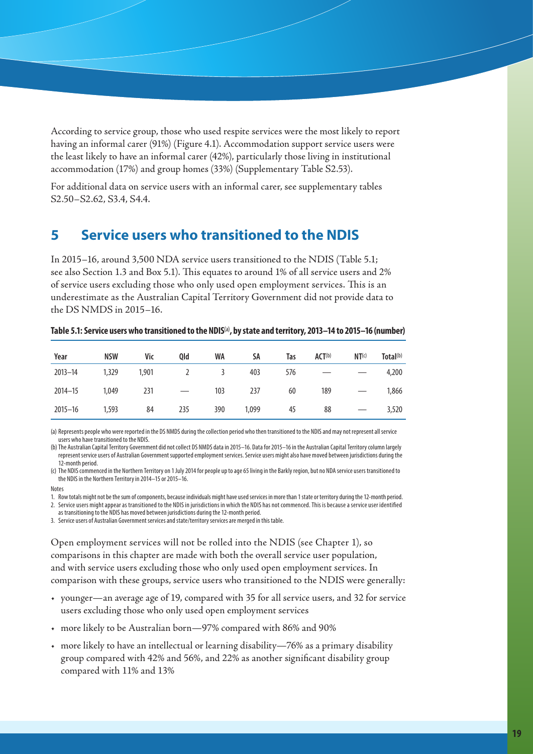According to service group, those who used respite services were the most likely to report having an informal carer (91%) (Figure 4.1). Accommodation support service users were the least likely to have an informal carer (42%), particularly those living in institutional accommodation (17%) and group homes (33%) (Supplementary Table S2.53).

For additional data on service users with an informal carer, see supplementary tables S2.50–S2.62, S3.4, S4.4.

## 5 Service users who transitioned to the NDIS

In 2015–16, around 3,500 NDA service users transitioned to the NDIS (Table 5.1; see also Section 1.3 and Box 5.1). This equates to around 1% of all service users and 2% of service users excluding those who only used open employment services. This is an underestimate as the Australian Capital Territory Government did not provide data to the DS NMDS in 2015–16.

**Table 5.1: Service users who transitioned to the NDIS[(a)], by state and territory, 2013–14 to 2015–16 (number)**

| Year | NSW | Vic | Qld | WA | SA | Tas | ACT[(b)] | NT[(c)] | Total[(b)] |
|---|---|---|---|---|---|---|---|---|---|
| 2013–14 | 1,329 | 1,901 | 2 | 3 | 403 | 576 | — | — | 4,200 |
| 2014–15 | 1,049 | 231 | — | 103 | 237 | 60 | 189 | — | 1,866 |
| 2015–16 | 1,593 | 84 | 235 | 390 | 1,099 | 45 | 88 | — | 3,520 |

(a) Represents people who were reported in the DS NMDS during the collection period who then transitioned to the NDIS and may not represent all service users who have transitioned to the NDIS.

(b) The Australian Capital Territory Government did not collect DS NMDS data in 2015–16. Data for 2015–16 in the Australian Capital Territory column largely represent service users of Australian Government supported employment services. Service users might also have moved between jurisdictions during the 12-month period.

(c) The NDIS commenced in the Northern Territory on 1 July 2014 for people up to age 65 living in the Barkly region, but no NDA service users transitioned to the NDIS in the Northern Territory in 2014–15 or 2015–16.

Notes

1. Row totals might not be the sum of components, because individuals might have used services in more than 1 state or territory during the 12-month period.
2. Service users might appear as transitioned to the NDIS in jurisdictions in which the NDIS has not commenced. This is because a service user identified as transitioning to the NDIS has moved between jurisdictions during the 12-month period.
3. Service users of Australian Government services and state/territory services are merged in this table.

Open employment services will not be rolled into the NDIS (see Chapter 1), so comparisons in this chapter are made with both the overall service user population, and with service users excluding those who only used open employment services. In comparison with these groups, service users who transitioned to the NDIS were generally:

- younger—an average age of 19, compared with 35 for all service users, and 32 for service users excluding those who only used open employment services
- more likely to be Australian born—97% compared with 86% and 90%
- more likely to have an intellectual or learning disability—76% as a primary disability group compared with 42% and 56%, and 22% as another significant disability group compared with 11% and 13%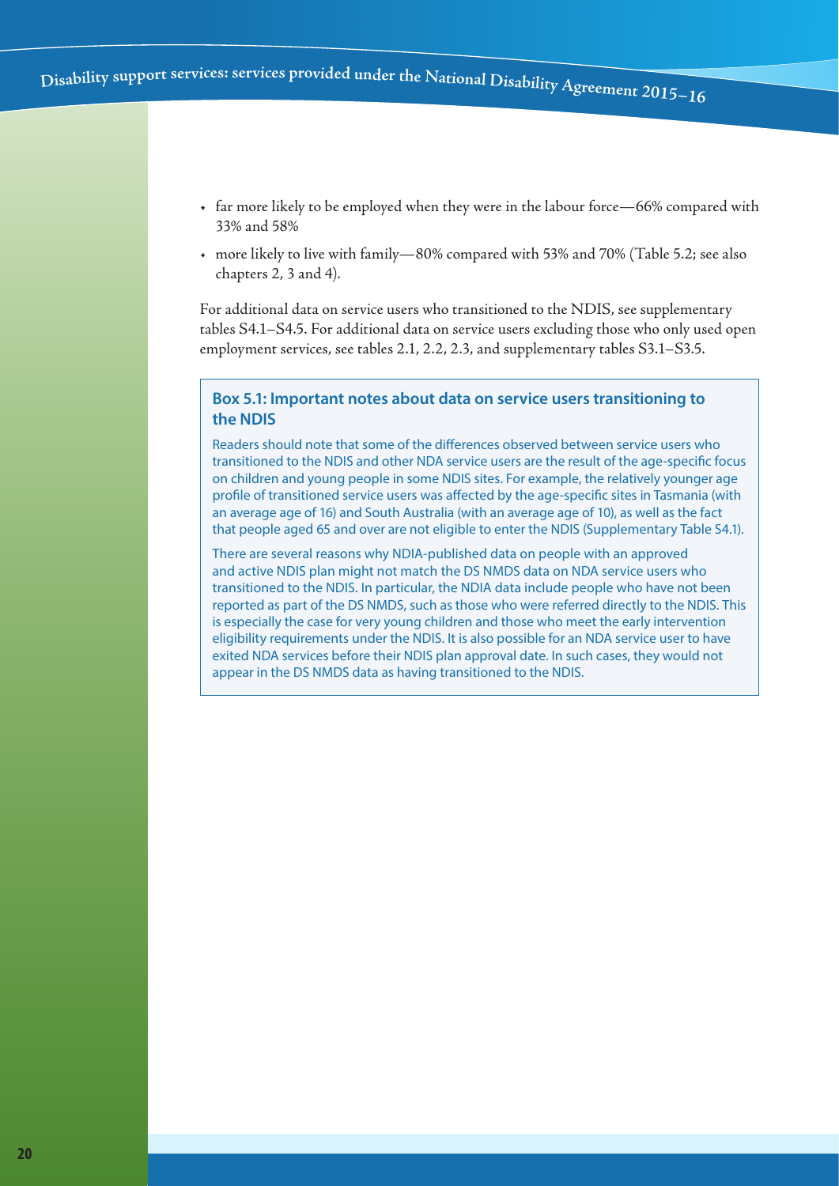- far more likely to be employed when they were in the labour force—66% compared with 33% and 58%
- more likely to live with family—80% compared with 53% and 70% (Table 5.2; see also chapters 2, 3 and 4).

For additional data on service users who transitioned to the NDIS, see supplementary tables S4.1–S4.5. For additional data on service users excluding those who only used open employment services, see tables 2.1, 2.2, 2.3, and supplementary tables S3.1–S3.5.

> **Box 5.1: Important notes about data on service users transitioning to the NDIS**
>
> Readers should note that some of the differences observed between service users who transitioned to the NDIS and other NDA service users are the result of the age-specific focus on children and young people in some NDIS sites. For example, the relatively younger age profile of transitioned service users was affected by the age-specific sites in Tasmania (with an average age of 16) and South Australia (with an average age of 10), as well as the fact that people aged 65 and over are not eligible to enter the NDIS (Supplementary Table S4.1).
>
> There are several reasons why NDIA-published data on people with an approved and active NDIS plan might not match the DS NMDS data on NDA service users who transitioned to the NDIS. In particular, the NDIA data include people who have not been reported as part of the DS NMDS, such as those who were referred directly to the NDIS. This is especially the case for very young children and those who meet the early intervention eligibility requirements under the NDIS. It is also possible for an NDA service user to have exited NDA services before their NDIS plan approval date. In such cases, they would not appear in the DS NMDS data as having transitioned to the NDIS.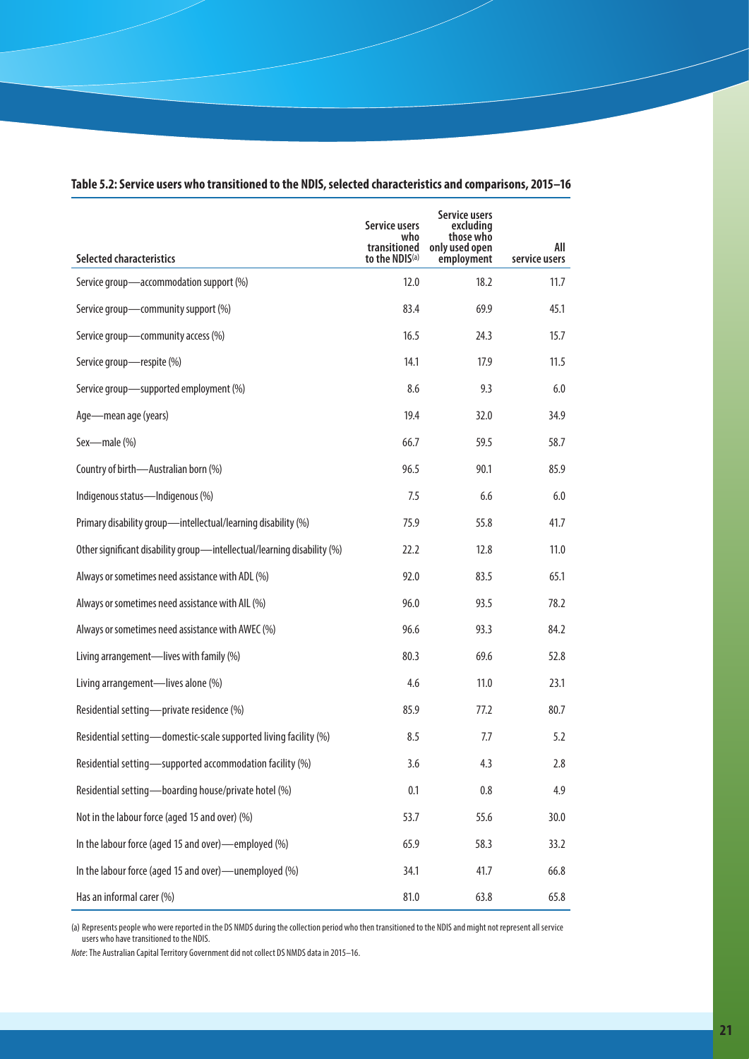**Table 5.2: Service users who transitioned to the NDIS, selected characteristics and comparisons, 2015–16**

| Selected characteristics | Service users who transitioned to the NDIS[(a)] | Service users excluding those who only used open employment | All service users |
|---|---|---|---|
| Service group—accommodation support (%) | 12.0 | 18.2 | 11.7 |
| Service group—community support (%) | 83.4 | 69.9 | 45.1 |
| Service group—community access (%) | 16.5 | 24.3 | 15.7 |
| Service group—respite (%) | 14.1 | 17.9 | 11.5 |
| Service group—supported employment (%) | 8.6 | 9.3 | 6.0 |
| Age—mean age (years) | 19.4 | 32.0 | 34.9 |
| Sex—male (%) | 66.7 | 59.5 | 58.7 |
| Country of birth—Australian born (%) | 96.5 | 90.1 | 85.9 |
| Indigenous status—Indigenous (%) | 7.5 | 6.6 | 6.0 |
| Primary disability group—intellectual/learning disability (%) | 75.9 | 55.8 | 41.7 |
| Other significant disability group—intellectual/learning disability (%) | 22.2 | 12.8 | 11.0 |
| Always or sometimes need assistance with ADL (%) | 92.0 | 83.5 | 65.1 |
| Always or sometimes need assistance with AIL (%) | 96.0 | 93.5 | 78.2 |
| Always or sometimes need assistance with AWEC (%) | 96.6 | 93.3 | 84.2 |
| Living arrangement—lives with family (%) | 80.3 | 69.6 | 52.8 |
| Living arrangement—lives alone (%) | 4.6 | 11.0 | 23.1 |
| Residential setting—private residence (%) | 85.9 | 77.2 | 80.7 |
| Residential setting—domestic-scale supported living facility (%) | 8.5 | 7.7 | 5.2 |
| Residential setting—supported accommodation facility (%) | 3.6 | 4.3 | 2.8 |
| Residential setting—boarding house/private hotel (%) | 0.1 | 0.8 | 4.9 |
| Not in the labour force (aged 15 and over) (%) | 53.7 | 55.6 | 30.0 |
| In the labour force (aged 15 and over)—employed (%) | 65.9 | 58.3 | 33.2 |
| In the labour force (aged 15 and over)—unemployed (%) | 34.1 | 41.7 | 66.8 |
| Has an informal carer (%) | 81.0 | 63.8 | 65.8 |

(a) Represents people who were reported in the DS NMDS during the collection period who then transitioned to the NDIS and might not represent all service users who have transitioned to the NDIS.

*Note*: The Australian Capital Territory Government did not collect DS NMDS data in 2015–16.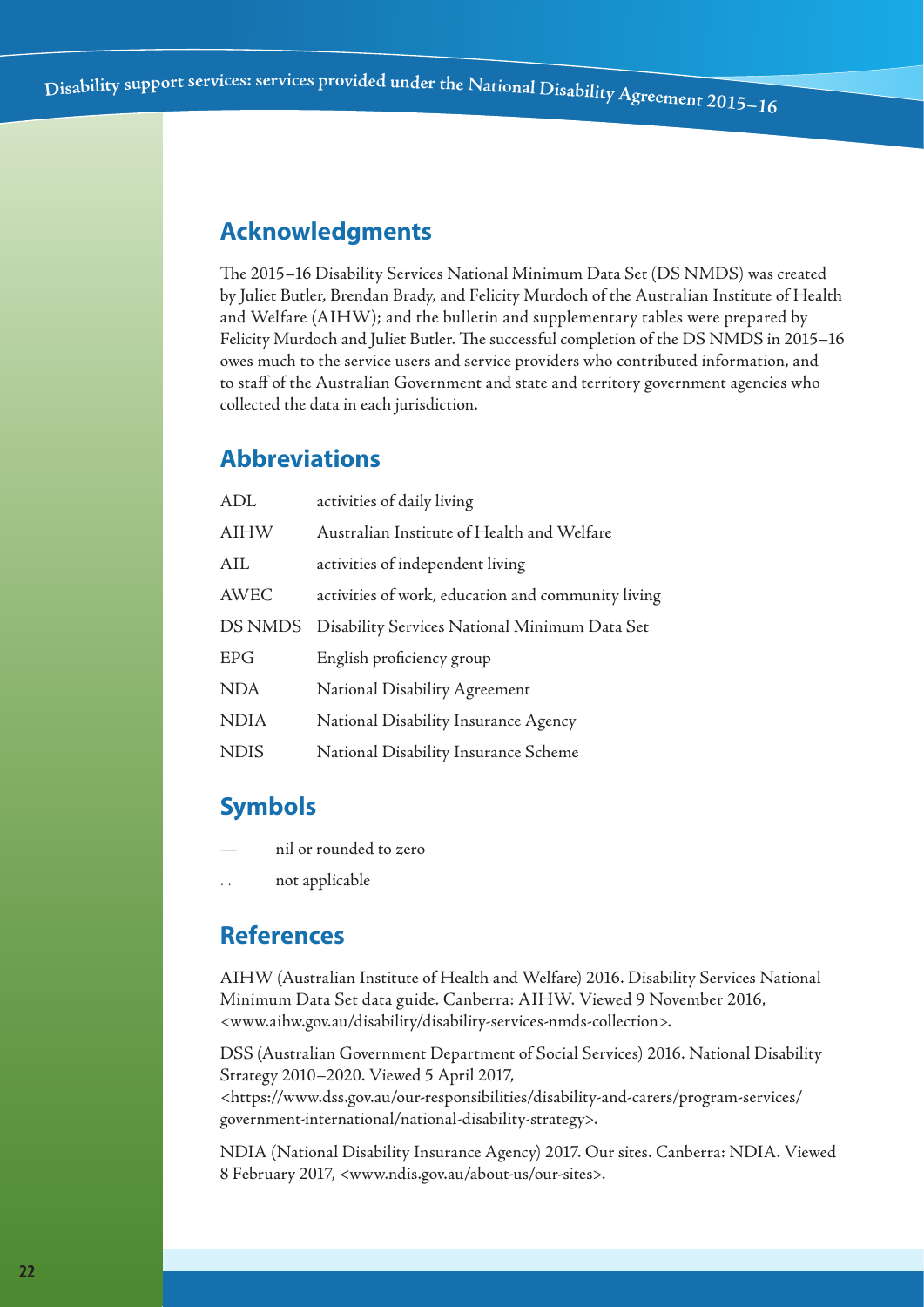## Acknowledgments

The 2015–16 Disability Services National Minimum Data Set (DS NMDS) was created by Juliet Butler, Brendan Brady, and Felicity Murdoch of the Australian Institute of Health and Welfare (AIHW); and the bulletin and supplementary tables were prepared by Felicity Murdoch and Juliet Butler. The successful completion of the DS NMDS in 2015–16 owes much to the service users and service providers who contributed information, and to staff of the Australian Government and state and territory government agencies who collected the data in each jurisdiction.

## Abbreviations

| | |
|---|---|
| ADL | activities of daily living |
| AIHW | Australian Institute of Health and Welfare |
| AIL | activities of independent living |
| AWEC | activities of work, education and community living |
| DS NMDS | Disability Services National Minimum Data Set |
| EPG | English proficiency group |
| NDA | National Disability Agreement |
| NDIA | National Disability Insurance Agency |
| NDIS | National Disability Insurance Scheme |

## Symbols

| | |
|---|---|
| — | nil or rounded to zero |
| . . | not applicable |

## References

AIHW (Australian Institute of Health and Welfare) 2016. Disability Services National Minimum Data Set data guide. Canberra: AIHW. Viewed 9 November 2016, <www.aihw.gov.au/disability/disability-services-nmds-collection>.

DSS (Australian Government Department of Social Services) 2016. National Disability Strategy 2010–2020. Viewed 5 April 2017, <https://www.dss.gov.au/our-responsibilities/disability-and-carers/program-services/government-international/national-disability-strategy>.

NDIA (National Disability Insurance Agency) 2017. Our sites. Canberra: NDIA. Viewed 8 February 2017, <www.ndis.gov.au/about-us/our-sites>.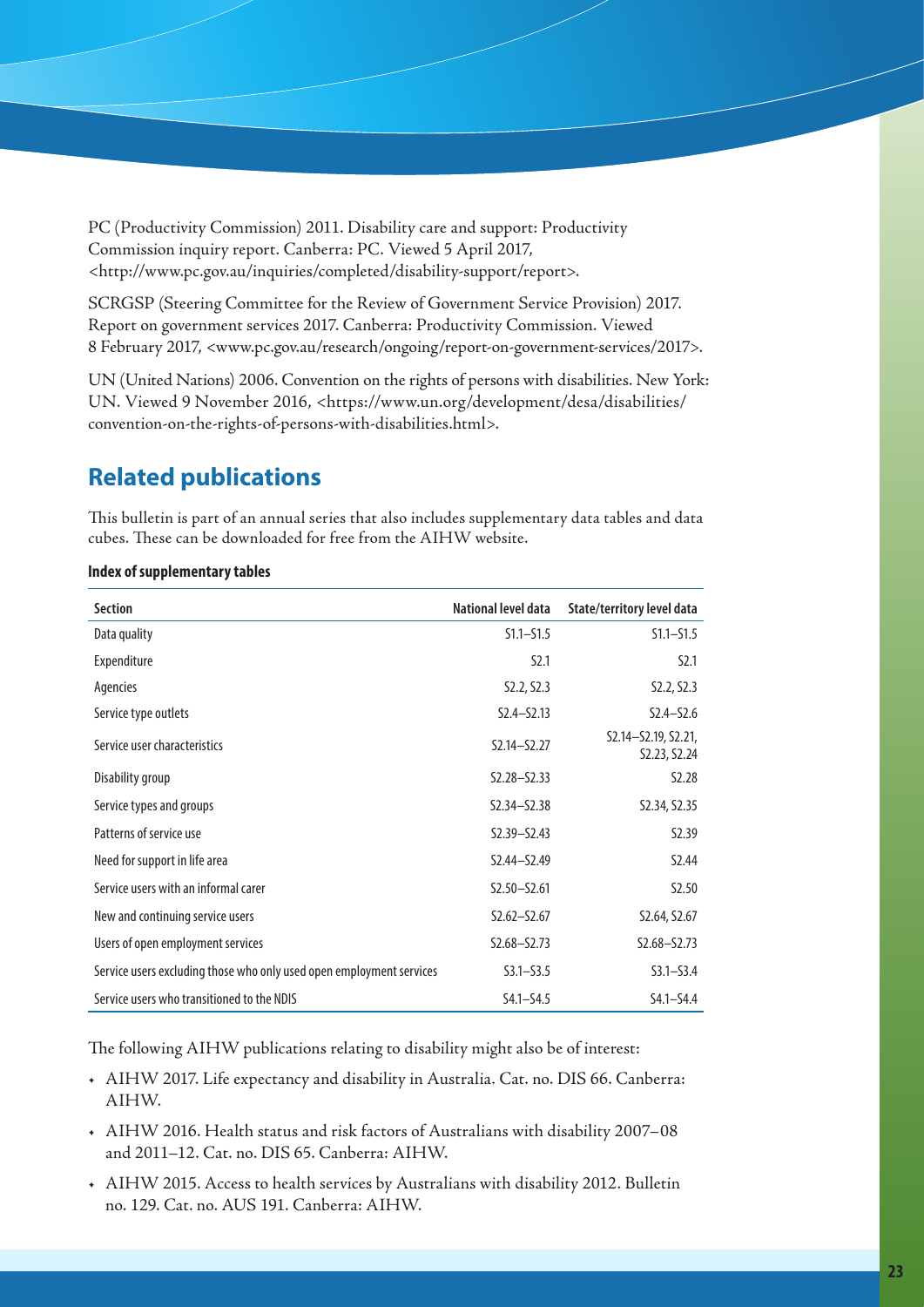PC (Productivity Commission) 2011. Disability care and support: Productivity Commission inquiry report. Canberra: PC. Viewed 5 April 2017, <http://www.pc.gov.au/inquiries/completed/disability-support/report>.

SCRGSP (Steering Committee for the Review of Government Service Provision) 2017. Report on government services 2017. Canberra: Productivity Commission. Viewed 8 February 2017, <www.pc.gov.au/research/ongoing/report-on-government-services/2017>.

UN (United Nations) 2006. Convention on the rights of persons with disabilities. New York: UN. Viewed 9 November 2016, <https://www.un.org/development/desa/disabilities/convention-on-the-rights-of-persons-with-disabilities.html>.

## Related publications

This bulletin is part of an annual series that also includes supplementary data tables and data cubes. These can be downloaded for free from the AIHW website.

**Index of supplementary tables**

| Section | National level data | State/territory level data |
|---|---|---|
| Data quality | S1.1–S1.5 | S1.1–S1.5 |
| Expenditure | S2.1 | S2.1 |
| Agencies | S2.2, S2.3 | S2.2, S2.3 |
| Service type outlets | S2.4–S2.13 | S2.4–S2.6 |
| Service user characteristics | S2.14–S2.27 | S2.14–S2.19, S2.21, S2.23, S2.24 |
| Disability group | S2.28–S2.33 | S2.28 |
| Service types and groups | S2.34–S2.38 | S2.34, S2.35 |
| Patterns of service use | S2.39–S2.43 | S2.39 |
| Need for support in life area | S2.44–S2.49 | S2.44 |
| Service users with an informal carer | S2.50–S2.61 | S2.50 |
| New and continuing service users | S2.62–S2.67 | S2.64, S2.67 |
| Users of open employment services | S2.68–S2.73 | S2.68–S2.73 |
| Service users excluding those who only used open employment services | S3.1–S3.5 | S3.1–S3.4 |
| Service users who transitioned to the NDIS | S4.1–S4.5 | S4.1–S4.4 |

The following AIHW publications relating to disability might also be of interest:

- AIHW 2017. Life expectancy and disability in Australia. Cat. no. DIS 66. Canberra: AIHW.
- AIHW 2016. Health status and risk factors of Australians with disability 2007–08 and 2011–12. Cat. no. DIS 65. Canberra: AIHW.
- AIHW 2015. Access to health services by Australians with disability 2012. Bulletin no. 129. Cat. no. AUS 191. Canberra: AIHW.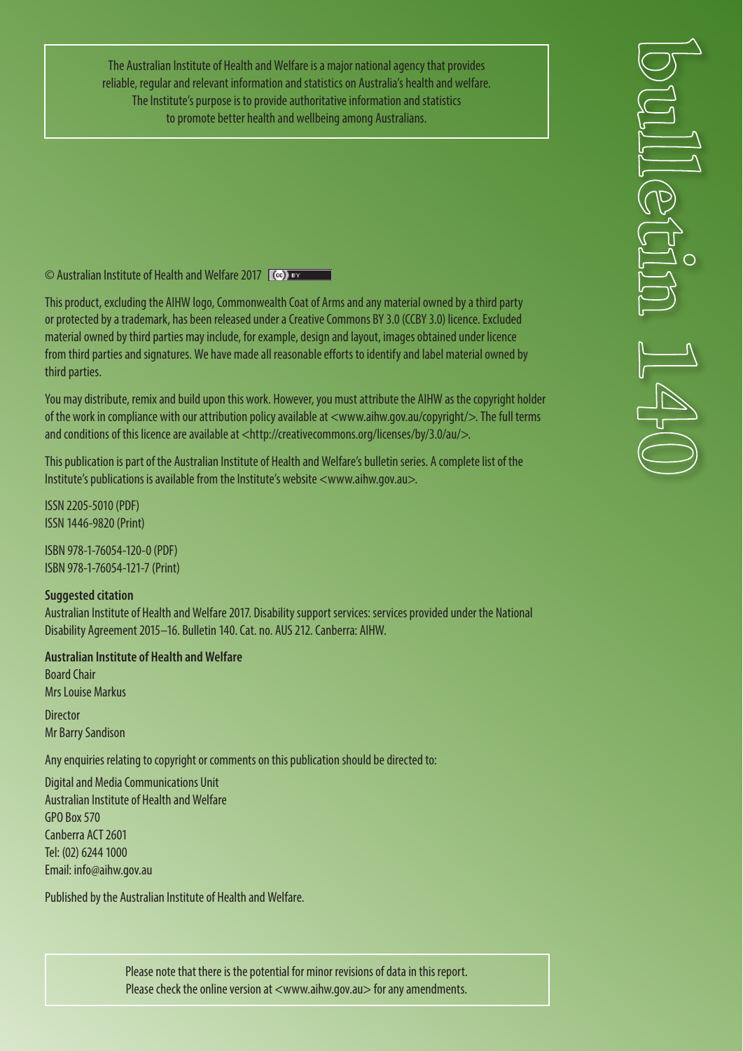The Australian Institute of Health and Welfare is a major national agency that provides reliable, regular and relevant information and statistics on Australia's health and welfare. The Institute's purpose is to provide authoritative information and statistics to promote better health and wellbeing among Australians.

© Australian Institute of Health and Welfare 2017

This product, excluding the AIHW logo, Commonwealth Coat of Arms and any material owned by a third party or protected by a trademark, has been released under a Creative Commons BY 3.0 (CCBY 3.0) licence. Excluded material owned by third parties may include, for example, design and layout, images obtained under licence from third parties and signatures. We have made all reasonable efforts to identify and label material owned by third parties.

You may distribute, remix and build upon this work. However, you must attribute the AIHW as the copyright holder of the work in compliance with our attribution policy available at <www.aihw.gov.au/copyright/>. The full terms and conditions of this licence are available at <http://creativecommons.org/licenses/by/3.0/au/>.

This publication is part of the Australian Institute of Health and Welfare's bulletin series. A complete list of the Institute's publications is available from the Institute's website <www.aihw.gov.au>.

ISSN 2205-5010 (PDF)
ISSN 1446-9820 (Print)

ISBN 978-1-76054-120-0 (PDF)
ISBN 978-1-76054-121-7 (Print)

**Suggested citation**

Australian Institute of Health and Welfare 2017. Disability support services: services provided under the National Disability Agreement 2015–16. Bulletin 140. Cat. no. AUS 212. Canberra: AIHW.

**Australian Institute of Health and Welfare**

Board Chair
Mrs Louise Markus

Director
Mr Barry Sandison

Any enquiries relating to copyright or comments on this publication should be directed to:

Digital and Media Communications Unit
Australian Institute of Health and Welfare
GPO Box 570
Canberra ACT 2601
Tel: (02) 6244 1000
Email: info@aihw.gov.au

Published by the Australian Institute of Health and Welfare.

Please note that there is the potential for minor revisions of data in this report.
Please check the online version at <www.aihw.gov.au> for any amendments.

bulletin 140